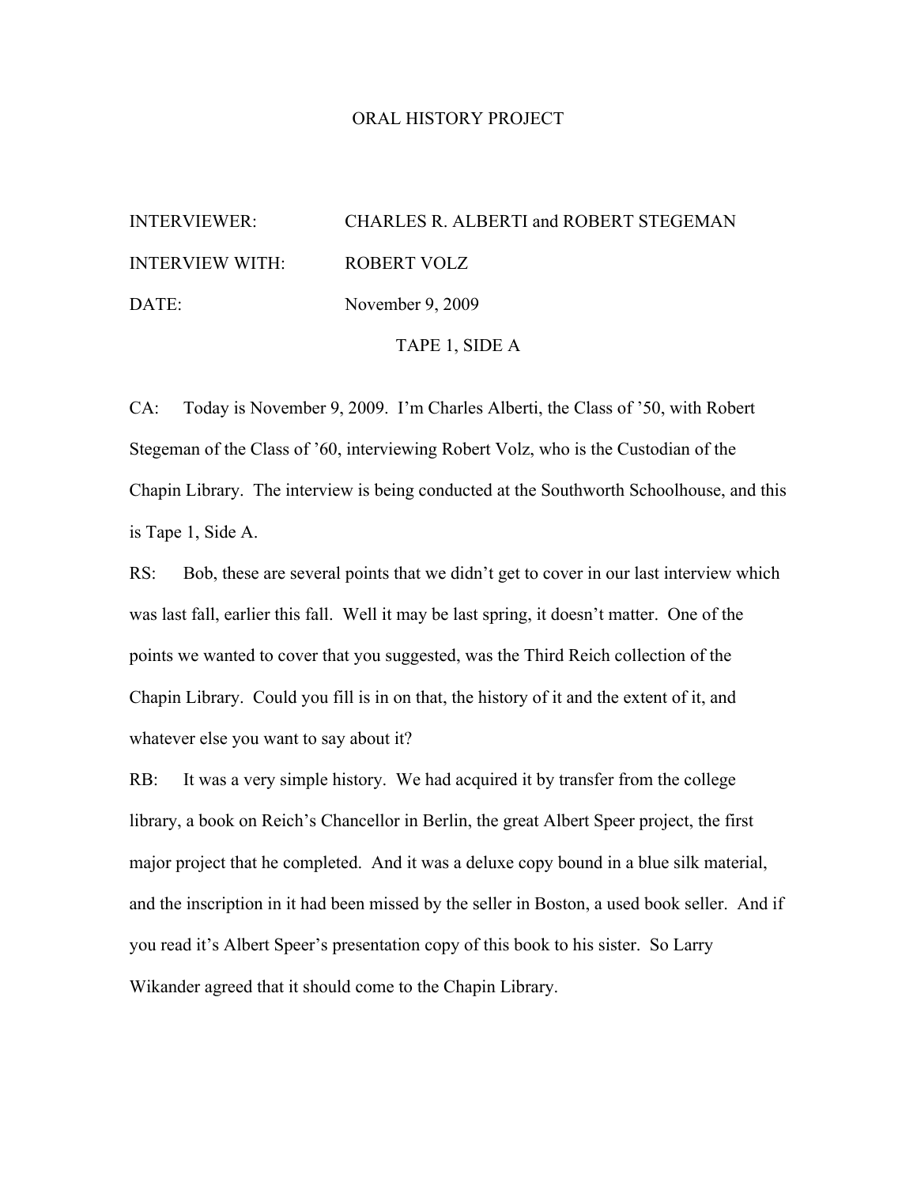ORAL HISTORY PROJECT

INTERVIEWER: CHARLES R. ALBERTI and ROBERT STEGEMAN

INTERVIEW WITH: ROBERT VOLZ

DATE: November 9, 2009

TAPE 1, SIDE A

CA: Today is November 9, 2009. I'm Charles Alberti, the Class of '50, with Robert Stegeman of the Class of '60, interviewing Robert Volz, who is the Custodian of the Chapin Library. The interview is being conducted at the Southworth Schoolhouse, and this is Tape 1, Side A.

RS: Bob, these are several points that we didn't get to cover in our last interview which was last fall, earlier this fall. Well it may be last spring, it doesn't matter. One of the points we wanted to cover that you suggested, was the Third Reich collection of the Chapin Library. Could you fill is in on that, the history of it and the extent of it, and whatever else you want to say about it?

RB: It was a very simple history. We had acquired it by transfer from the college library, a book on Reich's Chancellor in Berlin, the great Albert Speer project, the first major project that he completed. And it was a deluxe copy bound in a blue silk material, and the inscription in it had been missed by the seller in Boston, a used book seller. And if you read it's Albert Speer's presentation copy of this book to his sister. So Larry Wikander agreed that it should come to the Chapin Library.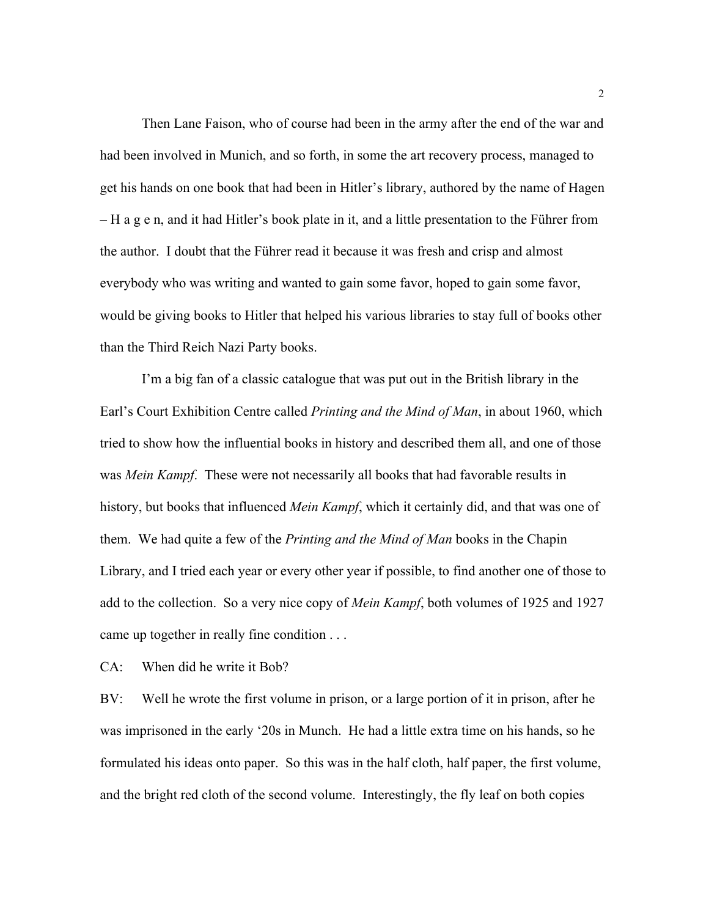Then Lane Faison, who of course had been in the army after the end of the war and had been involved in Munich, and so forth, in some the art recovery process, managed to get his hands on one book that had been in Hitler's library, authored by the name of Hagen – H a g e n, and it had Hitler's book plate in it, and a little presentation to the Führer from the author. I doubt that the Führer read it because it was fresh and crisp and almost everybody who was writing and wanted to gain some favor, hoped to gain some favor, would be giving books to Hitler that helped his various libraries to stay full of books other than the Third Reich Nazi Party books.

I'm a big fan of a classic catalogue that was put out in the British library in the Earl's Court Exhibition Centre called *Printing and the Mind of Man*, in about 1960, which tried to show how the influential books in history and described them all, and one of those was *Mein Kampf*. These were not necessarily all books that had favorable results in history, but books that influenced *Mein Kampf*, which it certainly did, and that was one of them. We had quite a few of the *Printing and the Mind of Man* books in the Chapin Library, and I tried each year or every other year if possible, to find another one of those to add to the collection. So a very nice copy of *Mein Kampf*, both volumes of 1925 and 1927 came up together in really fine condition . . .

CA: When did he write it Bob?

BV: Well he wrote the first volume in prison, or a large portion of it in prison, after he was imprisoned in the early '20s in Munch. He had a little extra time on his hands, so he formulated his ideas onto paper. So this was in the half cloth, half paper, the first volume, and the bright red cloth of the second volume. Interestingly, the fly leaf on both copies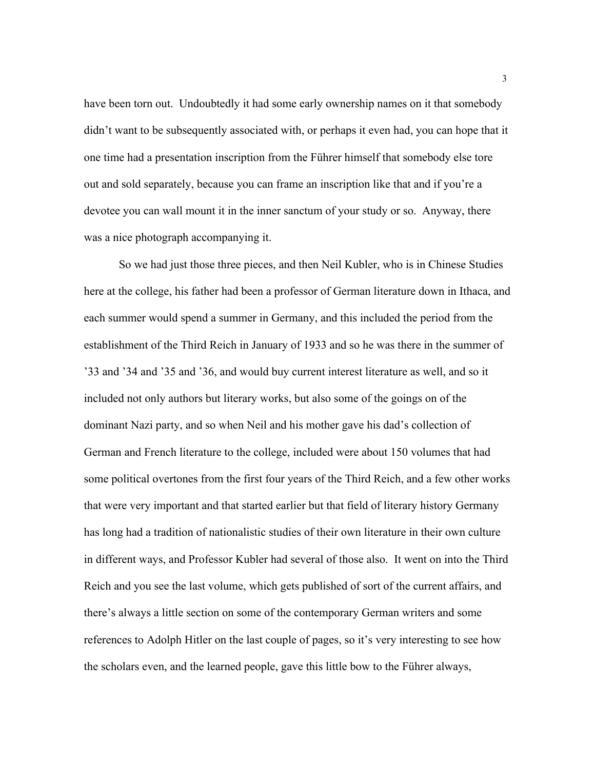have been torn out. Undoubtedly it had some early ownership names on it that somebody didn't want to be subsequently associated with, or perhaps it even had, you can hope that it one time had a presentation inscription from the Führer himself that somebody else tore out and sold separately, because you can frame an inscription like that and if you're a devotee you can wall mount it in the inner sanctum of your study or so. Anyway, there was a nice photograph accompanying it.

So we had just those three pieces, and then Neil Kubler, who is in Chinese Studies here at the college, his father had been a professor of German literature down in Ithaca, and each summer would spend a summer in Germany, and this included the period from the establishment of the Third Reich in January of 1933 and so he was there in the summer of '33 and '34 and '35 and '36, and would buy current interest literature as well, and so it included not only authors but literary works, but also some of the goings on of the dominant Nazi party, and so when Neil and his mother gave his dad's collection of German and French literature to the college, included were about 150 volumes that had some political overtones from the first four years of the Third Reich, and a few other works that were very important and that started earlier but that field of literary history Germany has long had a tradition of nationalistic studies of their own literature in their own culture in different ways, and Professor Kubler had several of those also. It went on into the Third Reich and you see the last volume, which gets published of sort of the current affairs, and there's always a little section on some of the contemporary German writers and some references to Adolph Hitler on the last couple of pages, so it's very interesting to see how the scholars even, and the learned people, gave this little bow to the Führer always,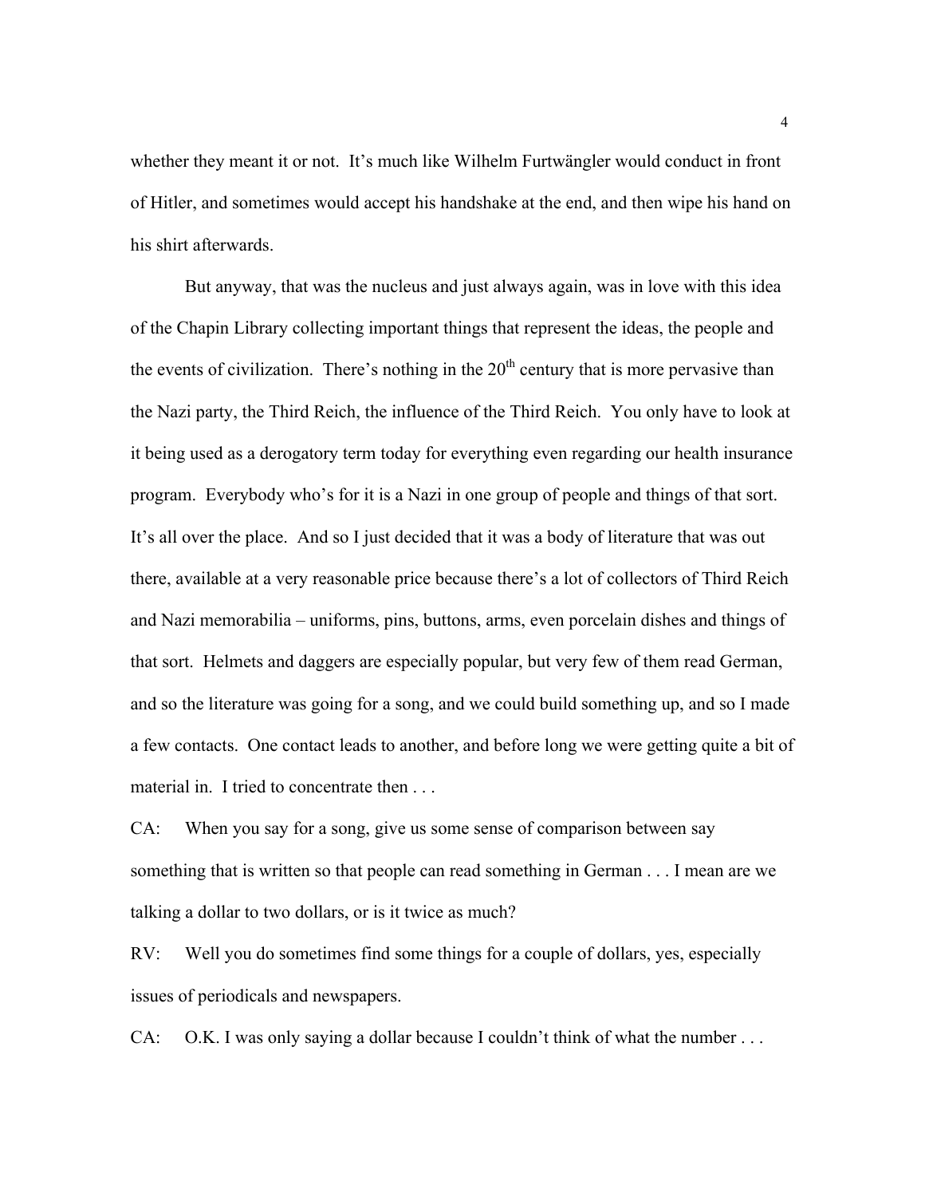whether they meant it or not. It's much like Wilhelm Furtwängler would conduct in front of Hitler, and sometimes would accept his handshake at the end, and then wipe his hand on his shirt afterwards.

But anyway, that was the nucleus and just always again, was in love with this idea of the Chapin Library collecting important things that represent the ideas, the people and the events of civilization. There's nothing in the 20th century that is more pervasive than the Nazi party, the Third Reich, the influence of the Third Reich. You only have to look at it being used as a derogatory term today for everything even regarding our health insurance program. Everybody who's for it is a Nazi in one group of people and things of that sort. It's all over the place. And so I just decided that it was a body of literature that was out there, available at a very reasonable price because there's a lot of collectors of Third Reich and Nazi memorabilia – uniforms, pins, buttons, arms, even porcelain dishes and things of that sort. Helmets and daggers are especially popular, but very few of them read German, and so the literature was going for a song, and we could build something up, and so I made a few contacts. One contact leads to another, and before long we were getting quite a bit of material in. I tried to concentrate then . . .

CA: When you say for a song, give us some sense of comparison between say something that is written so that people can read something in German . . . I mean are we talking a dollar to two dollars, or is it twice as much?

RV: Well you do sometimes find some things for a couple of dollars, yes, especially issues of periodicals and newspapers.

CA: O.K. I was only saying a dollar because I couldn't think of what the number . . .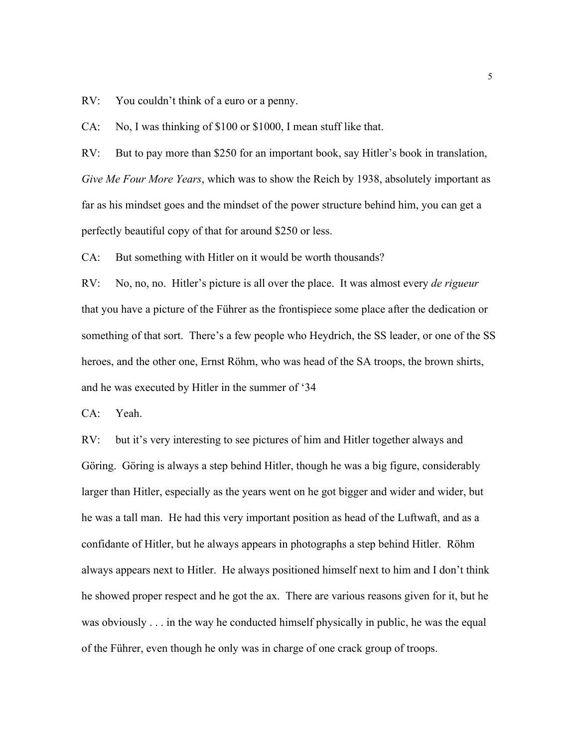RV: You couldn't think of a euro or a penny.

CA: No, I was thinking of $100 or $1000, I mean stuff like that.

RV: But to pay more than $250 for an important book, say Hitler's book in translation, *Give Me Four More Years*, which was to show the Reich by 1938, absolutely important as far as his mindset goes and the mindset of the power structure behind him, you can get a perfectly beautiful copy of that for around $250 or less.

CA: But something with Hitler on it would be worth thousands?

RV: No, no, no. Hitler's picture is all over the place. It was almost every *de rigueur* that you have a picture of the Führer as the frontispiece some place after the dedication or something of that sort. There's a few people who Heydrich, the SS leader, or one of the SS heroes, and the other one, Ernst Röhm, who was head of the SA troops, the brown shirts, and he was executed by Hitler in the summer of '34

CA: Yeah.

RV: but it's very interesting to see pictures of him and Hitler together always and Göring. Göring is always a step behind Hitler, though he was a big figure, considerably larger than Hitler, especially as the years went on he got bigger and wider and wider, but he was a tall man. He had this very important position as head of the Luftwaft, and as a confidante of Hitler, but he always appears in photographs a step behind Hitler. Röhm always appears next to Hitler. He always positioned himself next to him and I don't think he showed proper respect and he got the ax. There are various reasons given for it, but he was obviously . . . in the way he conducted himself physically in public, he was the equal of the Führer, even though he only was in charge of one crack group of troops.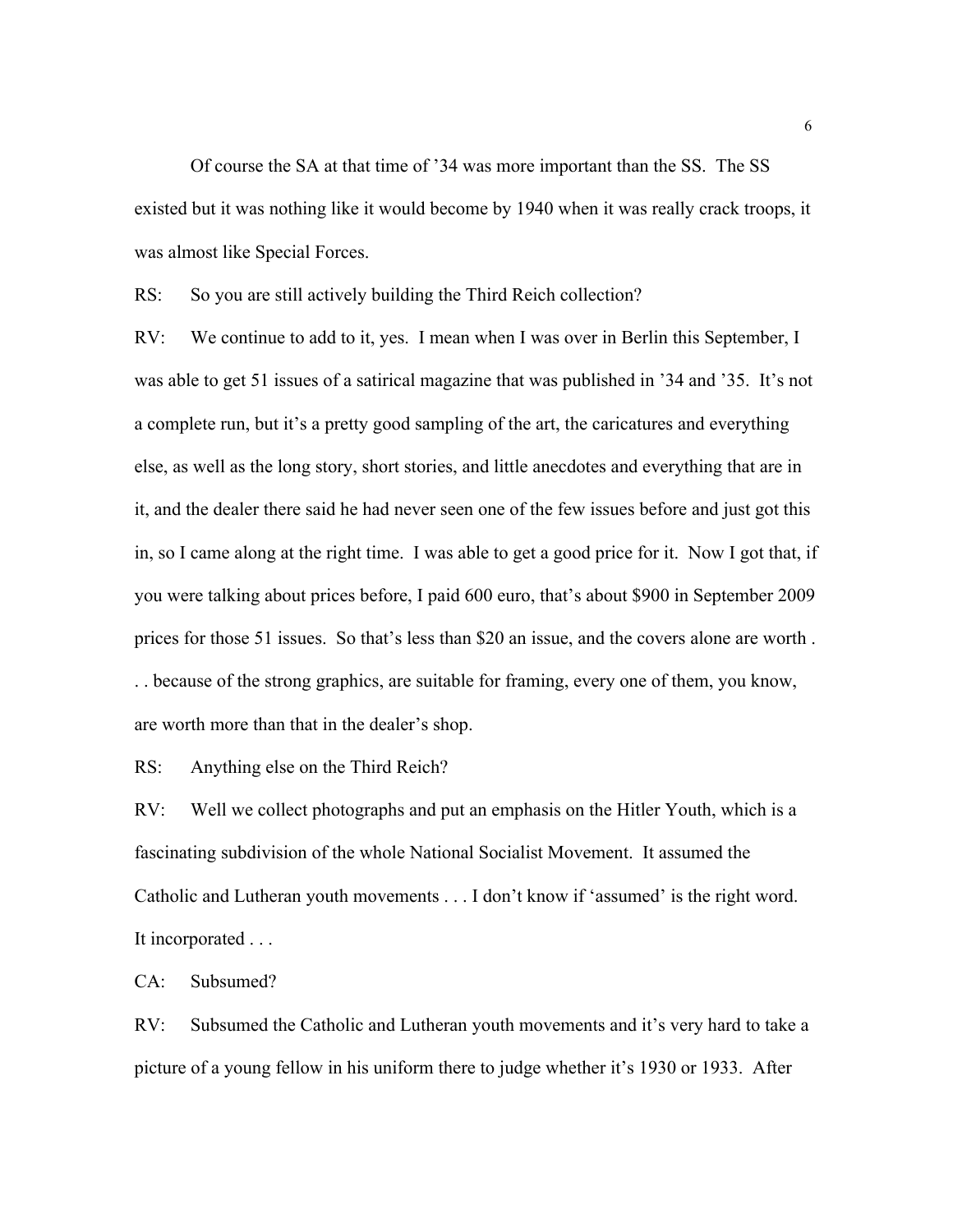Of course the SA at that time of '34 was more important than the SS. The SS existed but it was nothing like it would become by 1940 when it was really crack troops, it was almost like Special Forces.

RS: So you are still actively building the Third Reich collection?

RV: We continue to add to it, yes. I mean when I was over in Berlin this September, I was able to get 51 issues of a satirical magazine that was published in '34 and '35. It's not a complete run, but it's a pretty good sampling of the art, the caricatures and everything else, as well as the long story, short stories, and little anecdotes and everything that are in it, and the dealer there said he had never seen one of the few issues before and just got this in, so I came along at the right time. I was able to get a good price for it. Now I got that, if you were talking about prices before, I paid 600 euro, that's about $900 in September 2009 prices for those 51 issues. So that's less than $20 an issue, and the covers alone are worth . . . because of the strong graphics, are suitable for framing, every one of them, you know, are worth more than that in the dealer's shop.

RS: Anything else on the Third Reich?

RV: Well we collect photographs and put an emphasis on the Hitler Youth, which is a fascinating subdivision of the whole National Socialist Movement. It assumed the Catholic and Lutheran youth movements . . . I don't know if 'assumed' is the right word. It incorporated . . .

CA: Subsumed?

RV: Subsumed the Catholic and Lutheran youth movements and it's very hard to take a picture of a young fellow in his uniform there to judge whether it's 1930 or 1933. After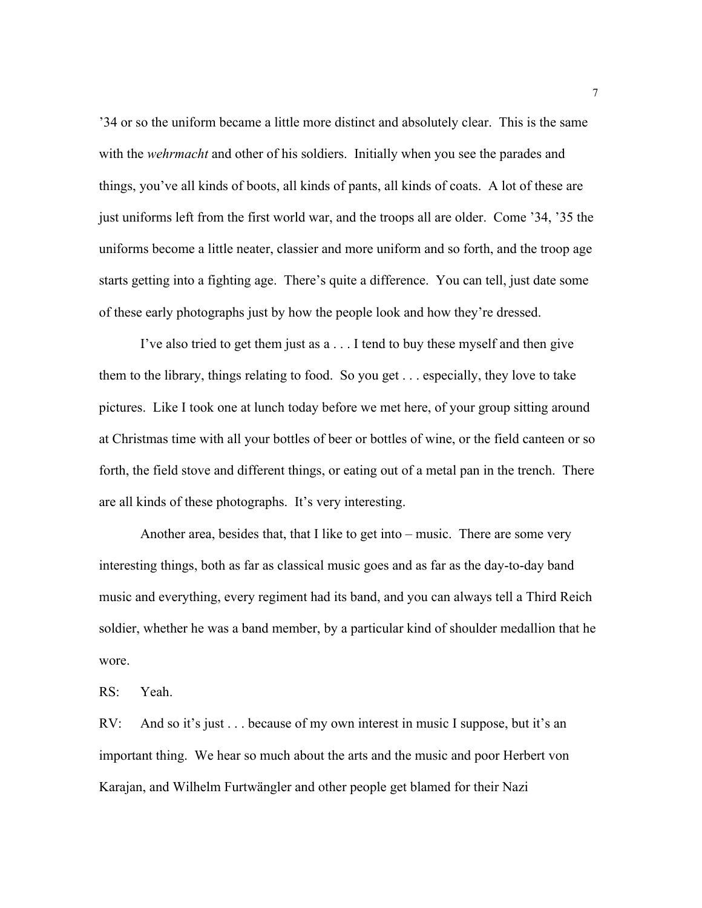’34 or so the uniform became a little more distinct and absolutely clear. This is the same with the *wehrmacht* and other of his soldiers. Initially when you see the parades and things, you’ve all kinds of boots, all kinds of pants, all kinds of coats. A lot of these are just uniforms left from the first world war, and the troops all are older. Come ’34, ’35 the uniforms become a little neater, classier and more uniform and so forth, and the troop age starts getting into a fighting age. There’s quite a difference. You can tell, just date some of these early photographs just by how the people look and how they’re dressed.

I’ve also tried to get them just as a . . . I tend to buy these myself and then give them to the library, things relating to food. So you get . . . especially, they love to take pictures. Like I took one at lunch today before we met here, of your group sitting around at Christmas time with all your bottles of beer or bottles of wine, or the field canteen or so forth, the field stove and different things, or eating out of a metal pan in the trench. There are all kinds of these photographs. It’s very interesting.

Another area, besides that, that I like to get into – music. There are some very interesting things, both as far as classical music goes and as far as the day-to-day band music and everything, every regiment had its band, and you can always tell a Third Reich soldier, whether he was a band member, by a particular kind of shoulder medallion that he wore.

RS: Yeah.

RV: And so it’s just . . . because of my own interest in music I suppose, but it’s an important thing. We hear so much about the arts and the music and poor Herbert von Karajan, and Wilhelm Furtwängler and other people get blamed for their Nazi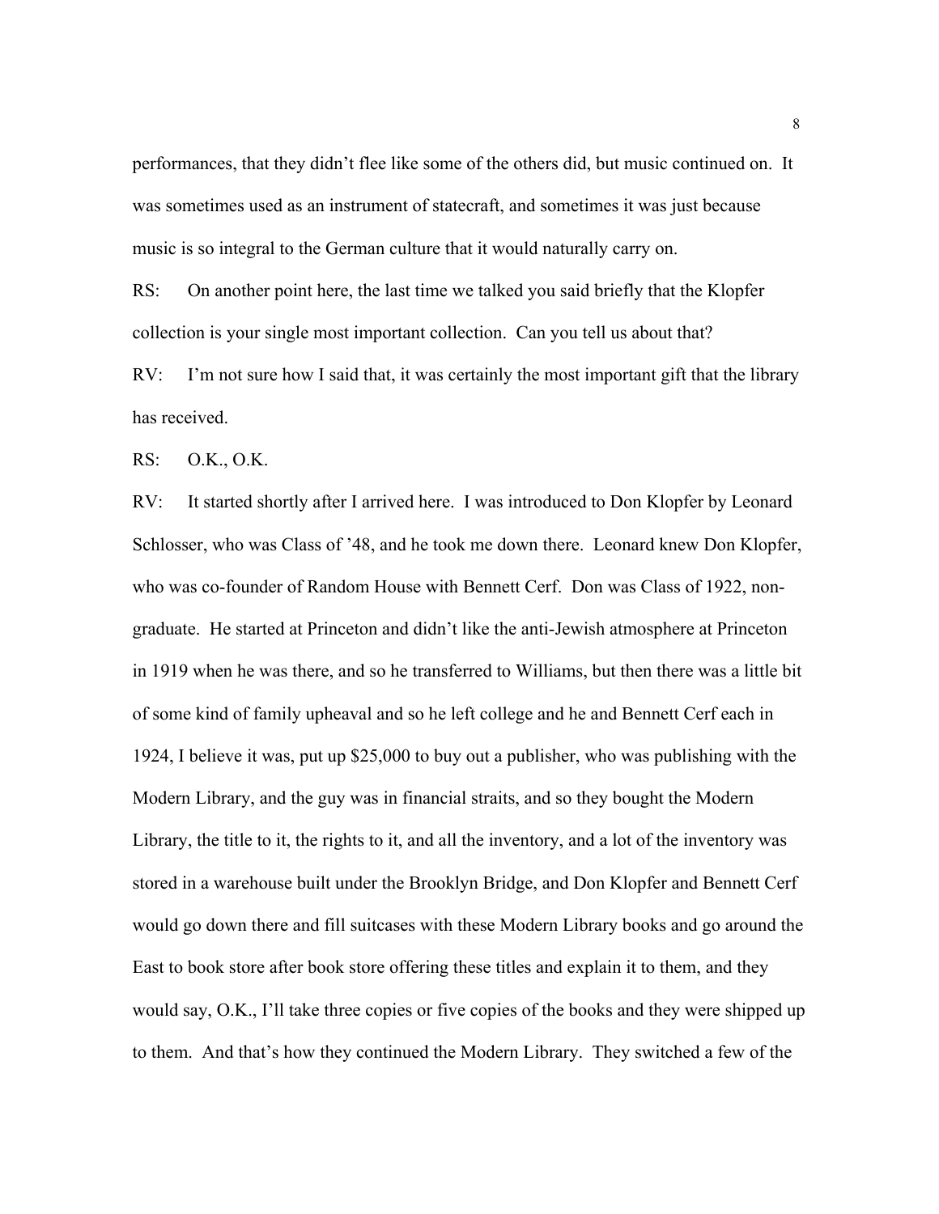performances, that they didn't flee like some of the others did, but music continued on. It was sometimes used as an instrument of statecraft, and sometimes it was just because music is so integral to the German culture that it would naturally carry on.

RS: On another point here, the last time we talked you said briefly that the Klopfer collection is your single most important collection. Can you tell us about that?

RV: I'm not sure how I said that, it was certainly the most important gift that the library has received.

RS: O.K., O.K.

RV: It started shortly after I arrived here. I was introduced to Don Klopfer by Leonard Schlosser, who was Class of '48, and he took me down there. Leonard knew Don Klopfer, who was co-founder of Random House with Bennett Cerf. Don was Class of 1922, non-graduate. He started at Princeton and didn't like the anti-Jewish atmosphere at Princeton in 1919 when he was there, and so he transferred to Williams, but then there was a little bit of some kind of family upheaval and so he left college and he and Bennett Cerf each in 1924, I believe it was, put up $25,000 to buy out a publisher, who was publishing with the Modern Library, and the guy was in financial straits, and so they bought the Modern Library, the title to it, the rights to it, and all the inventory, and a lot of the inventory was stored in a warehouse built under the Brooklyn Bridge, and Don Klopfer and Bennett Cerf would go down there and fill suitcases with these Modern Library books and go around the East to book store after book store offering these titles and explain it to them, and they would say, O.K., I'll take three copies or five copies of the books and they were shipped up to them. And that's how they continued the Modern Library. They switched a few of the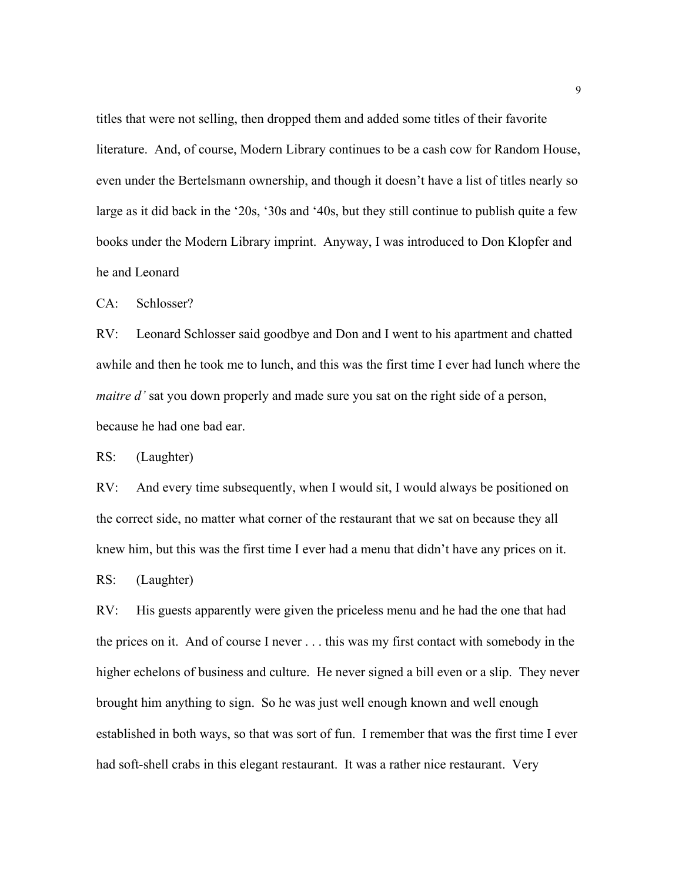titles that were not selling, then dropped them and added some titles of their favorite literature. And, of course, Modern Library continues to be a cash cow for Random House, even under the Bertelsmann ownership, and though it doesn't have a list of titles nearly so large as it did back in the '20s, '30s and '40s, but they still continue to publish quite a few books under the Modern Library imprint. Anyway, I was introduced to Don Klopfer and he and Leonard

CA: Schlosser?

RV: Leonard Schlosser said goodbye and Don and I went to his apartment and chatted awhile and then he took me to lunch, and this was the first time I ever had lunch where the *maitre d'* sat you down properly and made sure you sat on the right side of a person, because he had one bad ear.

RS: (Laughter)

RV: And every time subsequently, when I would sit, I would always be positioned on the correct side, no matter what corner of the restaurant that we sat on because they all knew him, but this was the first time I ever had a menu that didn't have any prices on it.

RS: (Laughter)

RV: His guests apparently were given the priceless menu and he had the one that had the prices on it. And of course I never . . . this was my first contact with somebody in the higher echelons of business and culture. He never signed a bill even or a slip. They never brought him anything to sign. So he was just well enough known and well enough established in both ways, so that was sort of fun. I remember that was the first time I ever had soft-shell crabs in this elegant restaurant. It was a rather nice restaurant. Very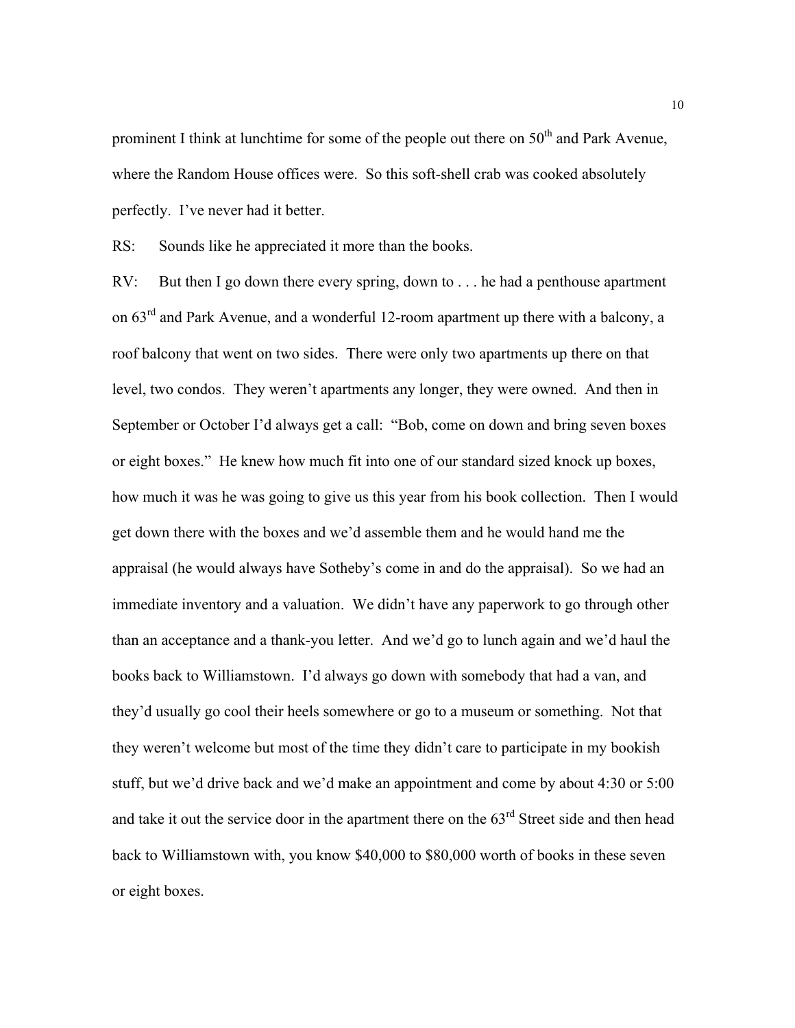prominent I think at lunchtime for some of the people out there on 50th and Park Avenue, where the Random House offices were. So this soft-shell crab was cooked absolutely perfectly. I've never had it better.

RS: Sounds like he appreciated it more than the books.

RV: But then I go down there every spring, down to . . . he had a penthouse apartment on 63rd and Park Avenue, and a wonderful 12-room apartment up there with a balcony, a roof balcony that went on two sides. There were only two apartments up there on that level, two condos. They weren't apartments any longer, they were owned. And then in September or October I'd always get a call: "Bob, come on down and bring seven boxes or eight boxes." He knew how much fit into one of our standard sized knock up boxes, how much it was he was going to give us this year from his book collection. Then I would get down there with the boxes and we'd assemble them and he would hand me the appraisal (he would always have Sotheby's come in and do the appraisal). So we had an immediate inventory and a valuation. We didn't have any paperwork to go through other than an acceptance and a thank-you letter. And we'd go to lunch again and we'd haul the books back to Williamstown. I'd always go down with somebody that had a van, and they'd usually go cool their heels somewhere or go to a museum or something. Not that they weren't welcome but most of the time they didn't care to participate in my bookish stuff, but we'd drive back and we'd make an appointment and come by about 4:30 or 5:00 and take it out the service door in the apartment there on the 63rd Street side and then head back to Williamstown with, you know $40,000 to $80,000 worth of books in these seven or eight boxes.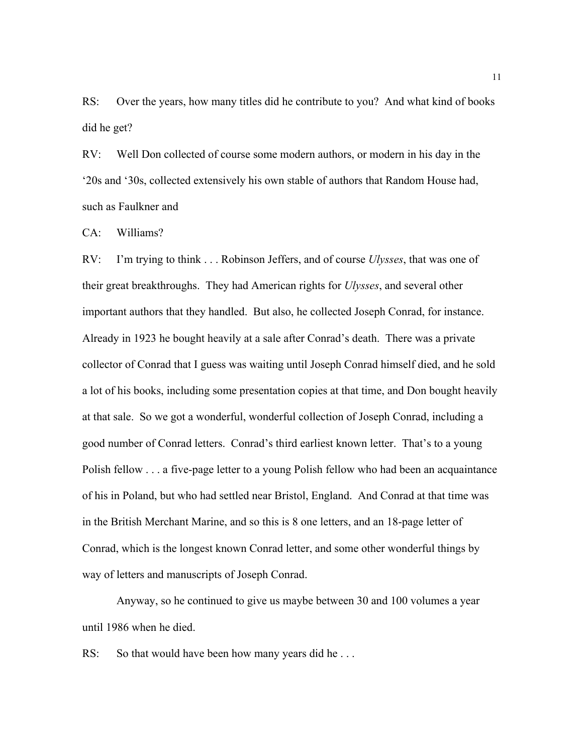RS: Over the years, how many titles did he contribute to you? And what kind of books did he get?

RV: Well Don collected of course some modern authors, or modern in his day in the '20s and '30s, collected extensively his own stable of authors that Random House had, such as Faulkner and

CA: Williams?

RV: I'm trying to think . . . Robinson Jeffers, and of course *Ulysses*, that was one of their great breakthroughs. They had American rights for *Ulysses*, and several other important authors that they handled. But also, he collected Joseph Conrad, for instance. Already in 1923 he bought heavily at a sale after Conrad's death. There was a private collector of Conrad that I guess was waiting until Joseph Conrad himself died, and he sold a lot of his books, including some presentation copies at that time, and Don bought heavily at that sale. So we got a wonderful, wonderful collection of Joseph Conrad, including a good number of Conrad letters. Conrad's third earliest known letter. That's to a young Polish fellow . . . a five-page letter to a young Polish fellow who had been an acquaintance of his in Poland, but who had settled near Bristol, England. And Conrad at that time was in the British Merchant Marine, and so this is 8 one letters, and an 18-page letter of Conrad, which is the longest known Conrad letter, and some other wonderful things by way of letters and manuscripts of Joseph Conrad.

Anyway, so he continued to give us maybe between 30 and 100 volumes a year until 1986 when he died.

RS: So that would have been how many years did he . . .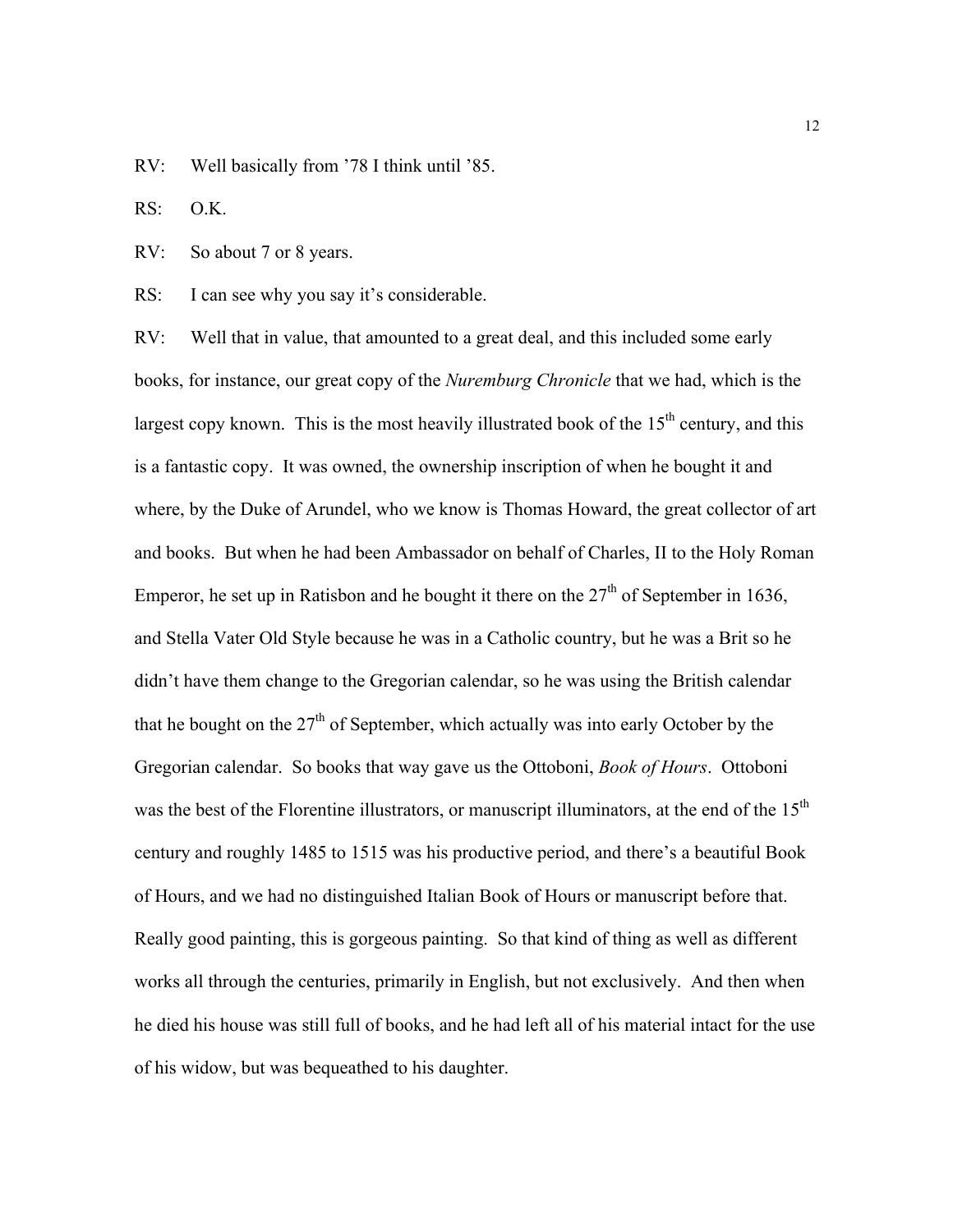RV: Well basically from ’78 I think until ’85.

RS: O.K.

RV: So about 7 or 8 years.

RS: I can see why you say it’s considerable.

RV: Well that in value, that amounted to a great deal, and this included some early books, for instance, our great copy of the *Nuremburg Chronicle* that we had, which is the largest copy known. This is the most heavily illustrated book of the 15th century, and this is a fantastic copy. It was owned, the ownership inscription of when he bought it and where, by the Duke of Arundel, who we know is Thomas Howard, the great collector of art and books. But when he had been Ambassador on behalf of Charles, II to the Holy Roman Emperor, he set up in Ratisbon and he bought it there on the 27th of September in 1636, and Stella Vater Old Style because he was in a Catholic country, but he was a Brit so he didn’t have them change to the Gregorian calendar, so he was using the British calendar that he bought on the 27th of September, which actually was into early October by the Gregorian calendar. So books that way gave us the Ottoboni, *Book of Hours*. Ottoboni was the best of the Florentine illustrators, or manuscript illuminators, at the end of the 15th century and roughly 1485 to 1515 was his productive period, and there’s a beautiful Book of Hours, and we had no distinguished Italian Book of Hours or manuscript before that. Really good painting, this is gorgeous painting. So that kind of thing as well as different works all through the centuries, primarily in English, but not exclusively. And then when he died his house was still full of books, and he had left all of his material intact for the use of his widow, but was bequeathed to his daughter.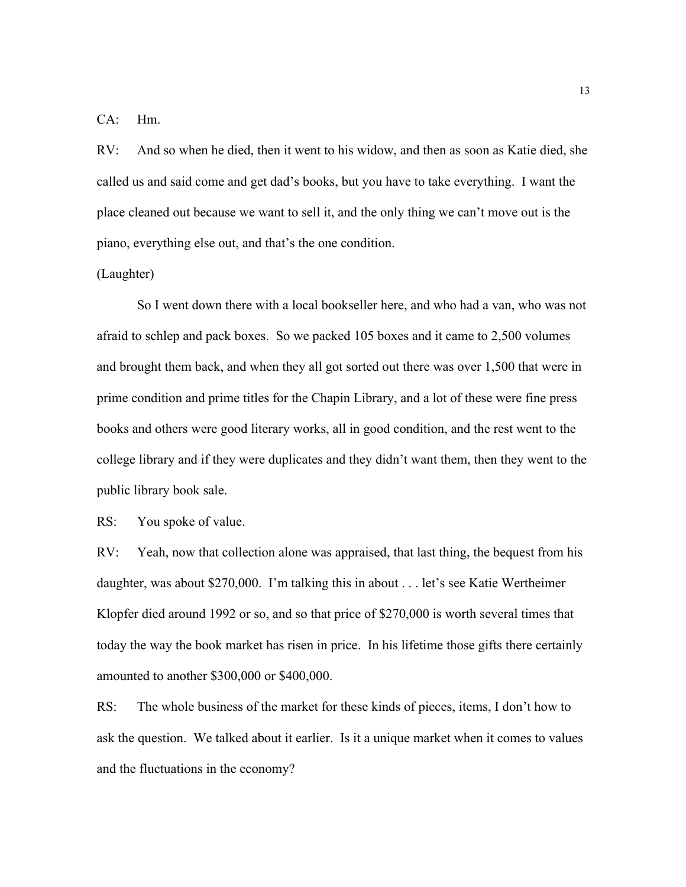CA: Hm.

RV: And so when he died, then it went to his widow, and then as soon as Katie died, she called us and said come and get dad's books, but you have to take everything. I want the place cleaned out because we want to sell it, and the only thing we can't move out is the piano, everything else out, and that's the one condition.

(Laughter)

So I went down there with a local bookseller here, and who had a van, who was not afraid to schlep and pack boxes. So we packed 105 boxes and it came to 2,500 volumes and brought them back, and when they all got sorted out there was over 1,500 that were in prime condition and prime titles for the Chapin Library, and a lot of these were fine press books and others were good literary works, all in good condition, and the rest went to the college library and if they were duplicates and they didn't want them, then they went to the public library book sale.

RS: You spoke of value.

RV: Yeah, now that collection alone was appraised, that last thing, the bequest from his daughter, was about $270,000. I'm talking this in about . . . let's see Katie Wertheimer Klopfer died around 1992 or so, and so that price of $270,000 is worth several times that today the way the book market has risen in price. In his lifetime those gifts there certainly amounted to another $300,000 or $400,000.

RS: The whole business of the market for these kinds of pieces, items, I don't how to ask the question. We talked about it earlier. Is it a unique market when it comes to values and the fluctuations in the economy?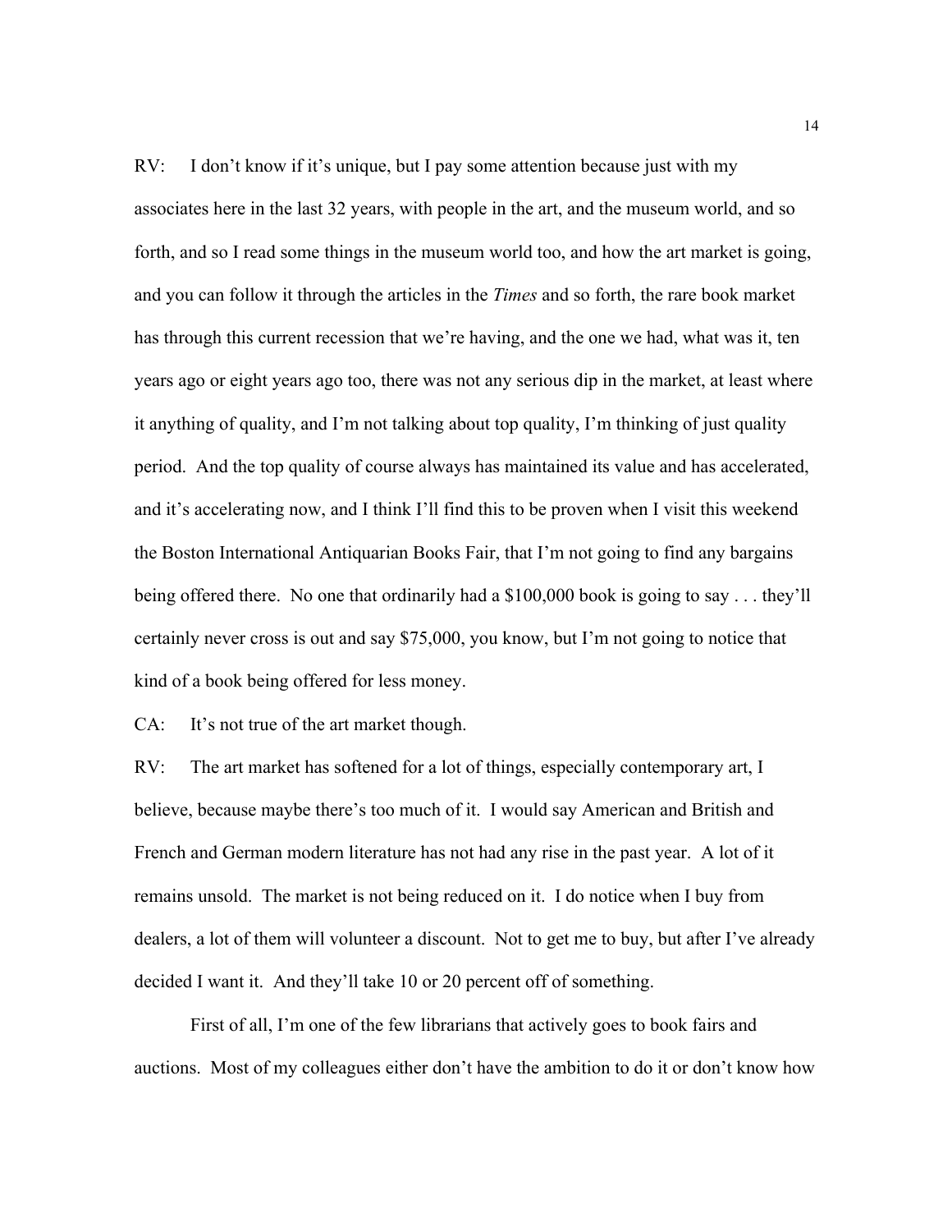RV: I don't know if it's unique, but I pay some attention because just with my associates here in the last 32 years, with people in the art, and the museum world, and so forth, and so I read some things in the museum world too, and how the art market is going, and you can follow it through the articles in the *Times* and so forth, the rare book market has through this current recession that we're having, and the one we had, what was it, ten years ago or eight years ago too, there was not any serious dip in the market, at least where it anything of quality, and I'm not talking about top quality, I'm thinking of just quality period. And the top quality of course always has maintained its value and has accelerated, and it's accelerating now, and I think I'll find this to be proven when I visit this weekend the Boston International Antiquarian Books Fair, that I'm not going to find any bargains being offered there. No one that ordinarily had a $100,000 book is going to say . . . they'll certainly never cross is out and say $75,000, you know, but I'm not going to notice that kind of a book being offered for less money.

CA: It's not true of the art market though.

RV: The art market has softened for a lot of things, especially contemporary art, I believe, because maybe there's too much of it. I would say American and British and French and German modern literature has not had any rise in the past year. A lot of it remains unsold. The market is not being reduced on it. I do notice when I buy from dealers, a lot of them will volunteer a discount. Not to get me to buy, but after I've already decided I want it. And they'll take 10 or 20 percent off of something.

First of all, I'm one of the few librarians that actively goes to book fairs and auctions. Most of my colleagues either don't have the ambition to do it or don't know how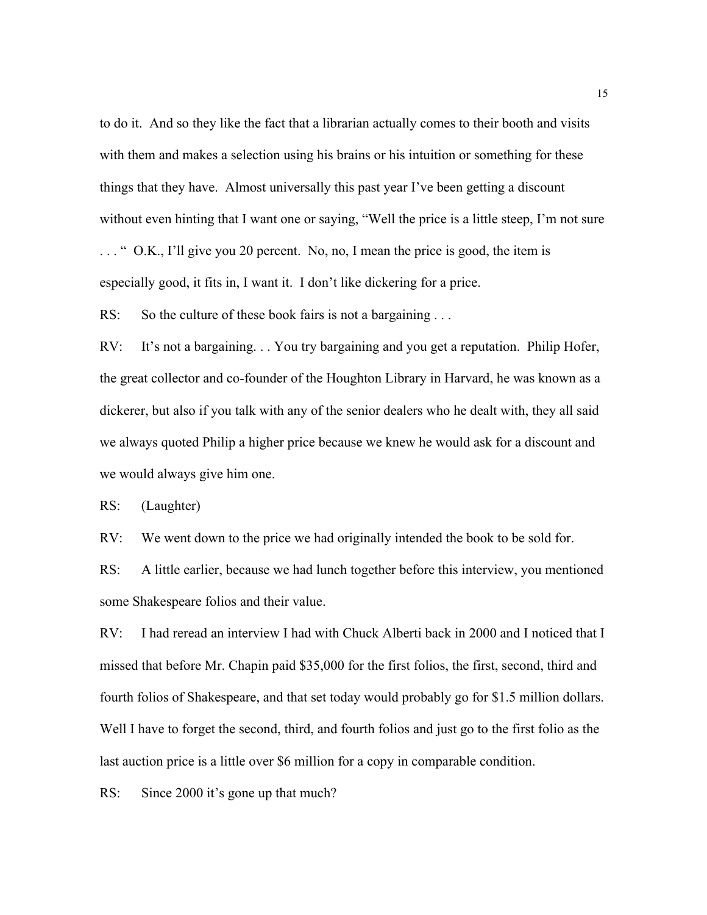to do it. And so they like the fact that a librarian actually comes to their booth and visits with them and makes a selection using his brains or his intuition or something for these things that they have. Almost universally this past year I've been getting a discount without even hinting that I want one or saying, "Well the price is a little steep, I'm not sure . . . " O.K., I'll give you 20 percent. No, no, I mean the price is good, the item is especially good, it fits in, I want it. I don't like dickering for a price.

RS: So the culture of these book fairs is not a bargaining . . .

RV: It's not a bargaining. . . You try bargaining and you get a reputation. Philip Hofer, the great collector and co-founder of the Houghton Library in Harvard, he was known as a dickerer, but also if you talk with any of the senior dealers who he dealt with, they all said we always quoted Philip a higher price because we knew he would ask for a discount and we would always give him one.

RS: (Laughter)

RV: We went down to the price we had originally intended the book to be sold for.

RS: A little earlier, because we had lunch together before this interview, you mentioned some Shakespeare folios and their value.

RV: I had reread an interview I had with Chuck Alberti back in 2000 and I noticed that I missed that before Mr. Chapin paid $35,000 for the first folios, the first, second, third and fourth folios of Shakespeare, and that set today would probably go for $1.5 million dollars. Well I have to forget the second, third, and fourth folios and just go to the first folio as the last auction price is a little over $6 million for a copy in comparable condition.

RS: Since 2000 it's gone up that much?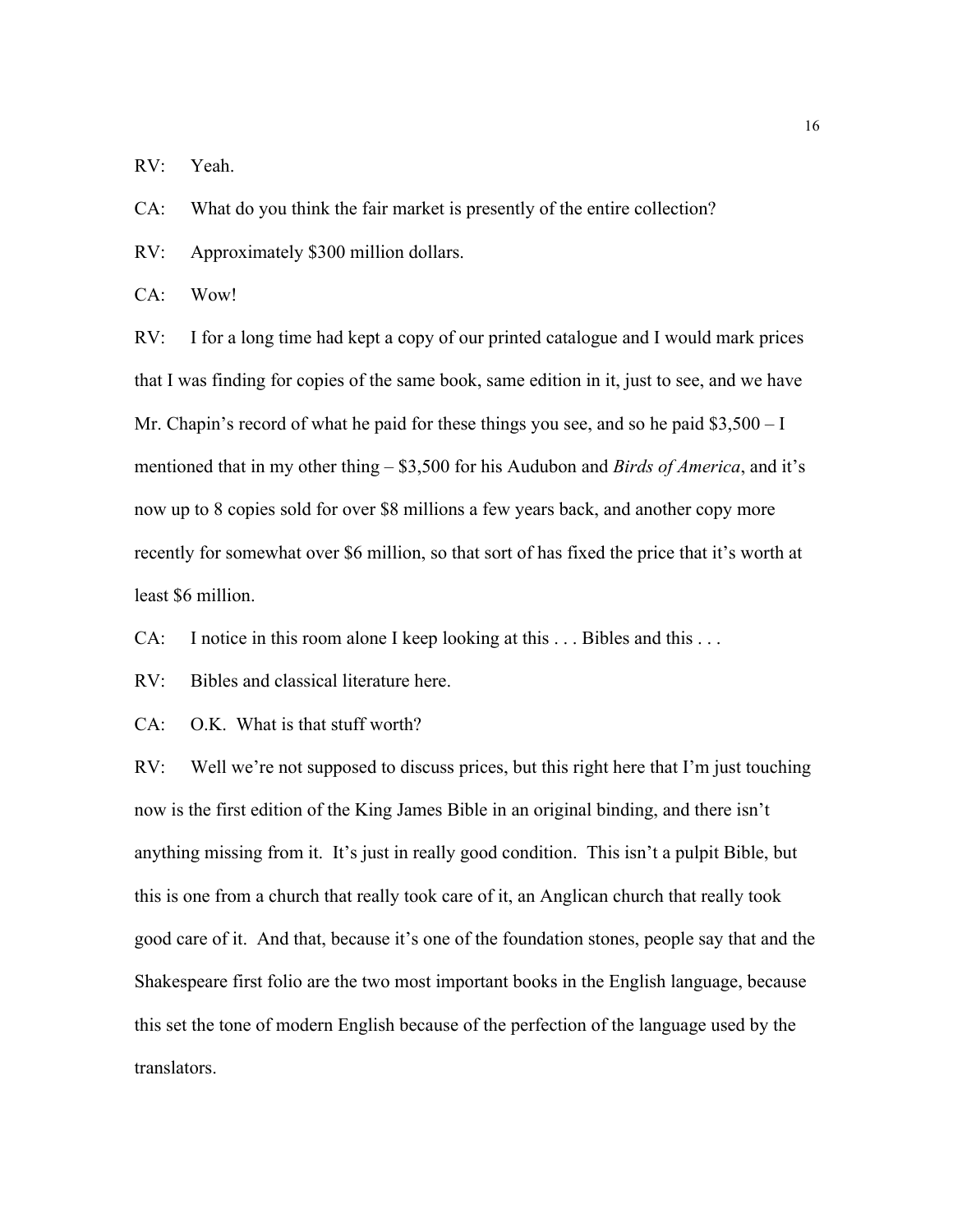RV: Yeah.

CA: What do you think the fair market is presently of the entire collection?

RV: Approximately $300 million dollars.

CA: Wow!

RV: I for a long time had kept a copy of our printed catalogue and I would mark prices that I was finding for copies of the same book, same edition in it, just to see, and we have Mr. Chapin's record of what he paid for these things you see, and so he paid $3,500 – I mentioned that in my other thing – $3,500 for his Audubon and *Birds of America*, and it's now up to 8 copies sold for over $8 millions a few years back, and another copy more recently for somewhat over $6 million, so that sort of has fixed the price that it's worth at least $6 million.

CA: I notice in this room alone I keep looking at this . . . Bibles and this . . .

RV: Bibles and classical literature here.

CA: O.K. What is that stuff worth?

RV: Well we're not supposed to discuss prices, but this right here that I'm just touching now is the first edition of the King James Bible in an original binding, and there isn't anything missing from it. It's just in really good condition. This isn't a pulpit Bible, but this is one from a church that really took care of it, an Anglican church that really took good care of it. And that, because it's one of the foundation stones, people say that and the Shakespeare first folio are the two most important books in the English language, because this set the tone of modern English because of the perfection of the language used by the translators.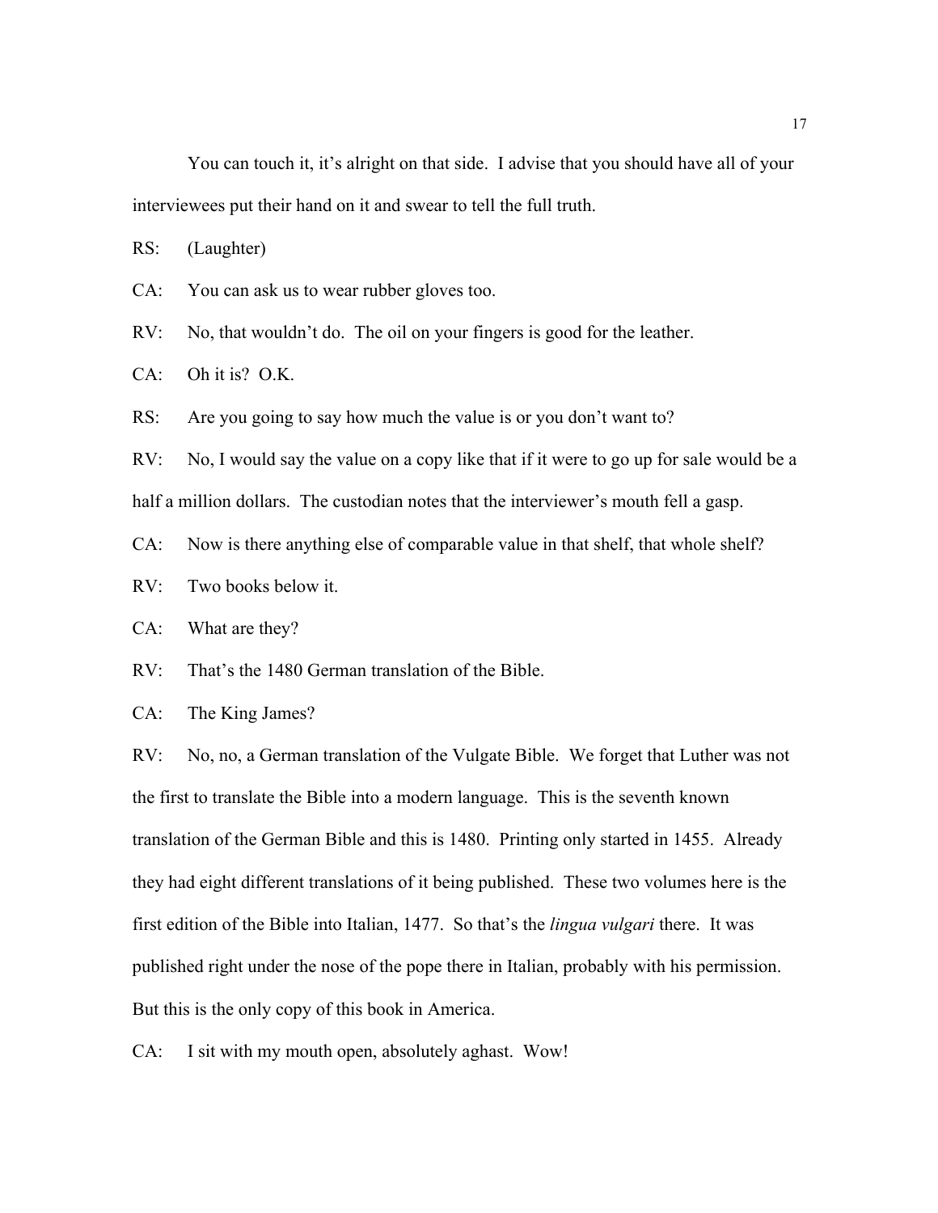You can touch it, it's alright on that side. I advise that you should have all of your interviewees put their hand on it and swear to tell the full truth.

RS: (Laughter)

CA: You can ask us to wear rubber gloves too.

RV: No, that wouldn't do. The oil on your fingers is good for the leather.

CA: Oh it is? O.K.

RS: Are you going to say how much the value is or you don't want to?

RV: No, I would say the value on a copy like that if it were to go up for sale would be a half a million dollars. The custodian notes that the interviewer's mouth fell a gasp.

CA: Now is there anything else of comparable value in that shelf, that whole shelf?

RV: Two books below it.

CA: What are they?

RV: That's the 1480 German translation of the Bible.

CA: The King James?

RV: No, no, a German translation of the Vulgate Bible. We forget that Luther was not the first to translate the Bible into a modern language. This is the seventh known translation of the German Bible and this is 1480. Printing only started in 1455. Already they had eight different translations of it being published. These two volumes here is the first edition of the Bible into Italian, 1477. So that's the *lingua vulgari* there. It was published right under the nose of the pope there in Italian, probably with his permission. But this is the only copy of this book in America.

CA: I sit with my mouth open, absolutely aghast. Wow!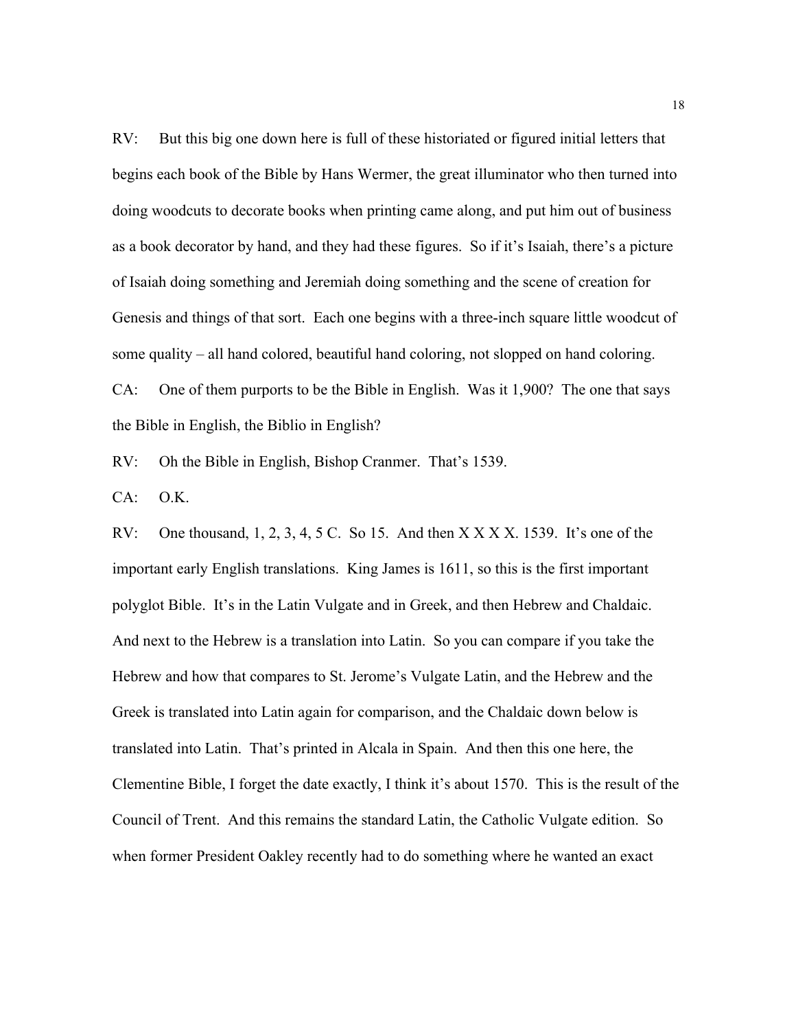RV: But this big one down here is full of these historiated or figured initial letters that begins each book of the Bible by Hans Wermer, the great illuminator who then turned into doing woodcuts to decorate books when printing came along, and put him out of business as a book decorator by hand, and they had these figures. So if it's Isaiah, there's a picture of Isaiah doing something and Jeremiah doing something and the scene of creation for Genesis and things of that sort. Each one begins with a three-inch square little woodcut of some quality – all hand colored, beautiful hand coloring, not slopped on hand coloring.

CA: One of them purports to be the Bible in English. Was it 1,900? The one that says the Bible in English, the Biblio in English?

RV: Oh the Bible in English, Bishop Cranmer. That's 1539.

CA: O.K.

RV: One thousand, 1, 2, 3, 4, 5 C. So 15. And then X X X X. 1539. It's one of the important early English translations. King James is 1611, so this is the first important polyglot Bible. It's in the Latin Vulgate and in Greek, and then Hebrew and Chaldaic. And next to the Hebrew is a translation into Latin. So you can compare if you take the Hebrew and how that compares to St. Jerome's Vulgate Latin, and the Hebrew and the Greek is translated into Latin again for comparison, and the Chaldaic down below is translated into Latin. That's printed in Alcala in Spain. And then this one here, the Clementine Bible, I forget the date exactly, I think it's about 1570. This is the result of the Council of Trent. And this remains the standard Latin, the Catholic Vulgate edition. So when former President Oakley recently had to do something where he wanted an exact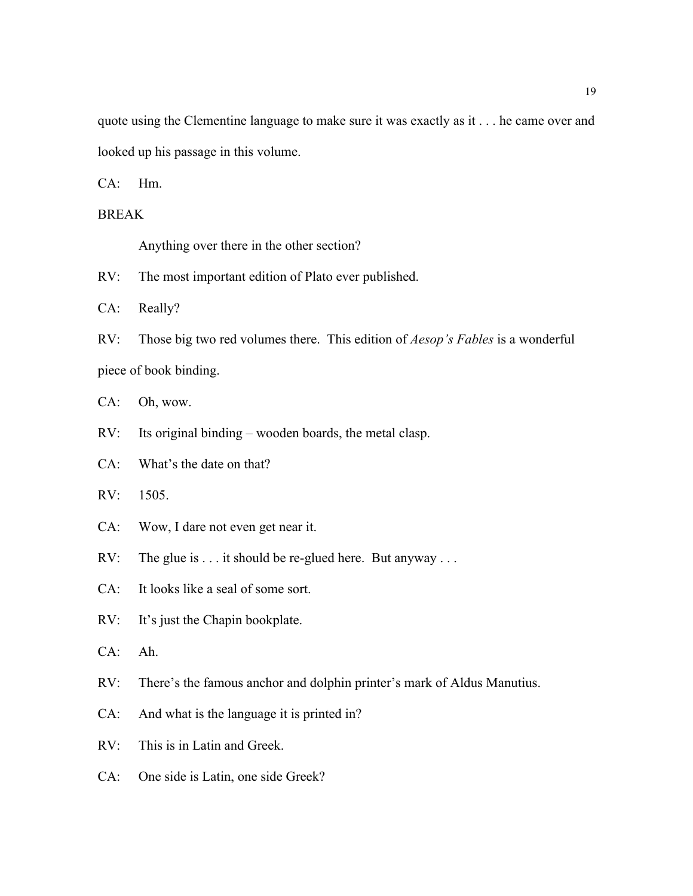quote using the Clementine language to make sure it was exactly as it . . . he came over and looked up his passage in this volume.

CA: Hm.

BREAK

Anything over there in the other section?

RV: The most important edition of Plato ever published.

CA: Really?

RV: Those big two red volumes there. This edition of *Aesop's Fables* is a wonderful piece of book binding.

CA: Oh, wow.

RV: Its original binding – wooden boards, the metal clasp.

CA: What's the date on that?

RV: 1505.

CA: Wow, I dare not even get near it.

RV: The glue is . . . it should be re-glued here. But anyway . . .

CA: It looks like a seal of some sort.

RV: It's just the Chapin bookplate.

CA: Ah.

RV: There's the famous anchor and dolphin printer's mark of Aldus Manutius.

CA: And what is the language it is printed in?

RV: This is in Latin and Greek.

CA: One side is Latin, one side Greek?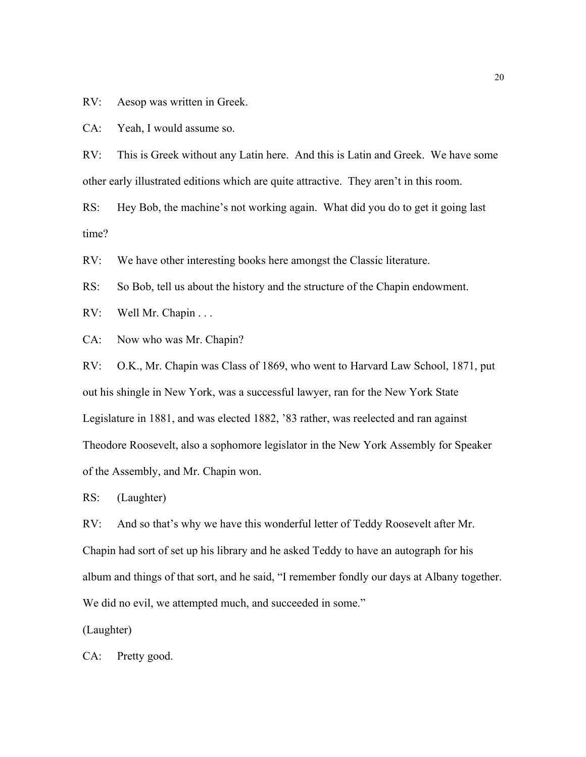RV: Aesop was written in Greek.

CA: Yeah, I would assume so.

RV: This is Greek without any Latin here. And this is Latin and Greek. We have some other early illustrated editions which are quite attractive. They aren't in this room.

RS: Hey Bob, the machine's not working again. What did you do to get it going last time?

RV: We have other interesting books here amongst the Classic literature.

RS: So Bob, tell us about the history and the structure of the Chapin endowment.

RV: Well Mr. Chapin . . .

CA: Now who was Mr. Chapin?

RV: O.K., Mr. Chapin was Class of 1869, who went to Harvard Law School, 1871, put out his shingle in New York, was a successful lawyer, ran for the New York State Legislature in 1881, and was elected 1882, '83 rather, was reelected and ran against Theodore Roosevelt, also a sophomore legislator in the New York Assembly for Speaker of the Assembly, and Mr. Chapin won.

RS: (Laughter)

RV: And so that's why we have this wonderful letter of Teddy Roosevelt after Mr. Chapin had sort of set up his library and he asked Teddy to have an autograph for his album and things of that sort, and he said, "I remember fondly our days at Albany together. We did no evil, we attempted much, and succeeded in some."

(Laughter)

CA: Pretty good.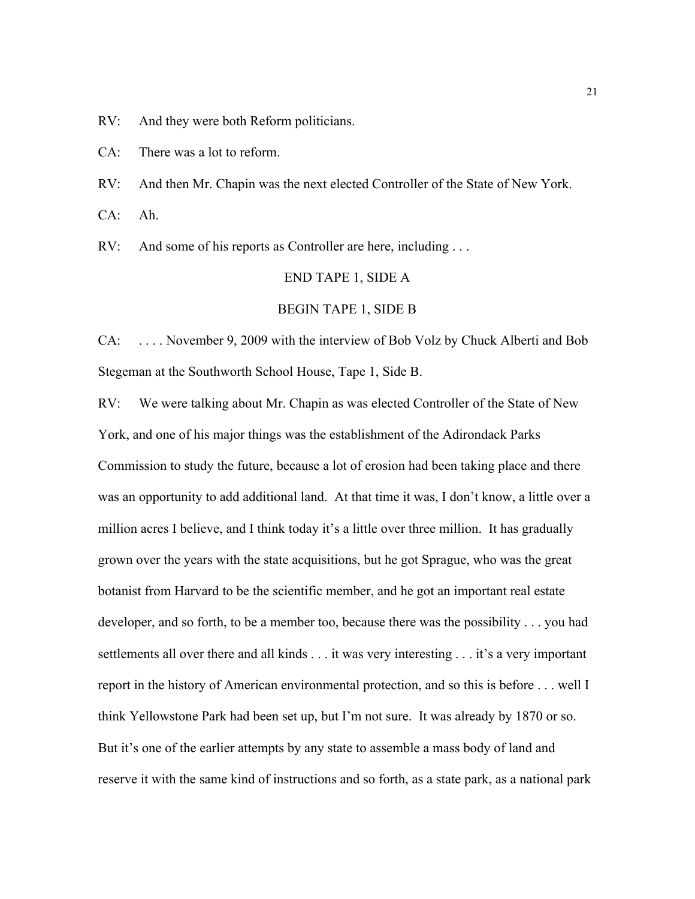RV: And they were both Reform politicians.

CA: There was a lot to reform.

RV: And then Mr. Chapin was the next elected Controller of the State of New York.

CA: Ah.

RV: And some of his reports as Controller are here, including . . .

END TAPE 1, SIDE A

BEGIN TAPE 1, SIDE B

CA: . . . . November 9, 2009 with the interview of Bob Volz by Chuck Alberti and Bob Stegeman at the Southworth School House, Tape 1, Side B.

RV: We were talking about Mr. Chapin as was elected Controller of the State of New York, and one of his major things was the establishment of the Adirondack Parks Commission to study the future, because a lot of erosion had been taking place and there was an opportunity to add additional land. At that time it was, I don't know, a little over a million acres I believe, and I think today it's a little over three million. It has gradually grown over the years with the state acquisitions, but he got Sprague, who was the great botanist from Harvard to be the scientific member, and he got an important real estate developer, and so forth, to be a member too, because there was the possibility . . . you had settlements all over there and all kinds . . . it was very interesting . . . it's a very important report in the history of American environmental protection, and so this is before . . . well I think Yellowstone Park had been set up, but I'm not sure. It was already by 1870 or so. But it's one of the earlier attempts by any state to assemble a mass body of land and reserve it with the same kind of instructions and so forth, as a state park, as a national park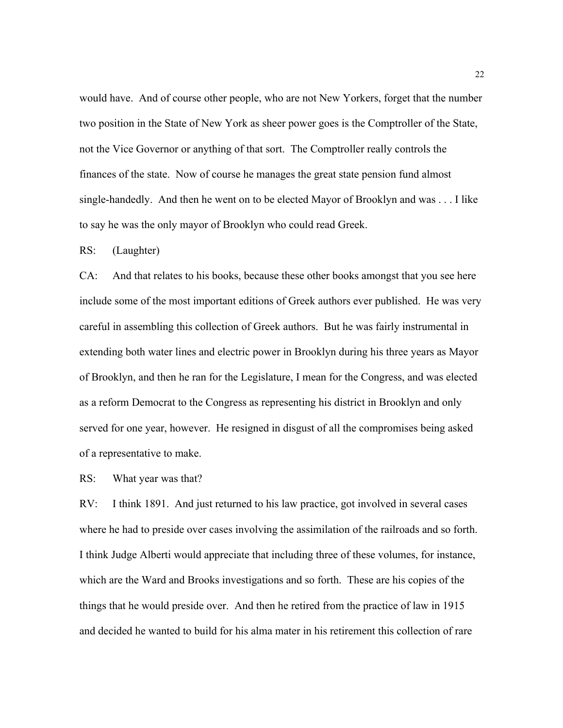would have. And of course other people, who are not New Yorkers, forget that the number two position in the State of New York as sheer power goes is the Comptroller of the State, not the Vice Governor or anything of that sort. The Comptroller really controls the finances of the state. Now of course he manages the great state pension fund almost single-handedly. And then he went on to be elected Mayor of Brooklyn and was . . . I like to say he was the only mayor of Brooklyn who could read Greek.

RS: (Laughter)

CA: And that relates to his books, because these other books amongst that you see here include some of the most important editions of Greek authors ever published. He was very careful in assembling this collection of Greek authors. But he was fairly instrumental in extending both water lines and electric power in Brooklyn during his three years as Mayor of Brooklyn, and then he ran for the Legislature, I mean for the Congress, and was elected as a reform Democrat to the Congress as representing his district in Brooklyn and only served for one year, however. He resigned in disgust of all the compromises being asked of a representative to make.

RS: What year was that?

RV: I think 1891. And just returned to his law practice, got involved in several cases where he had to preside over cases involving the assimilation of the railroads and so forth. I think Judge Alberti would appreciate that including three of these volumes, for instance, which are the Ward and Brooks investigations and so forth. These are his copies of the things that he would preside over. And then he retired from the practice of law in 1915 and decided he wanted to build for his alma mater in his retirement this collection of rare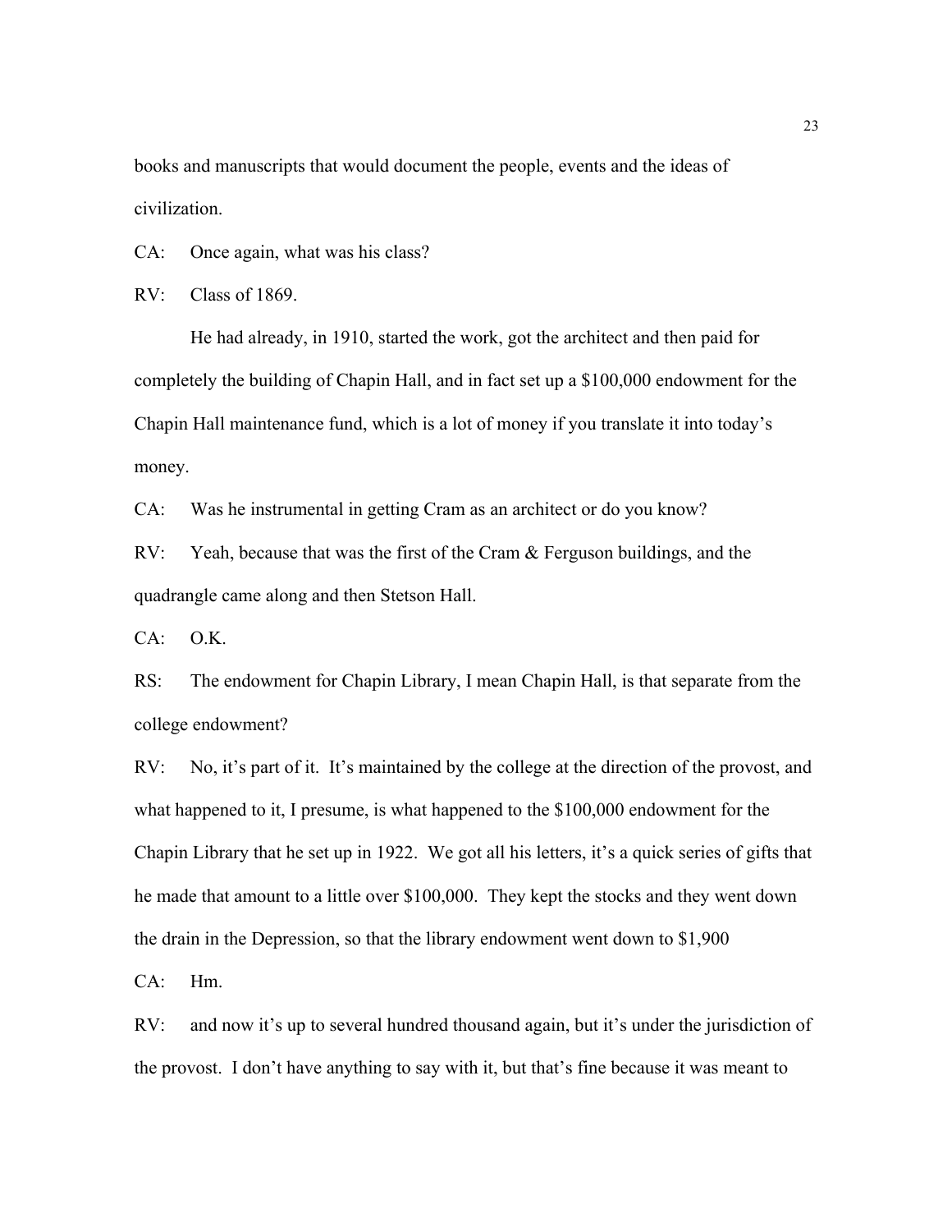books and manuscripts that would document the people, events and the ideas of civilization.

CA: Once again, what was his class?

RV: Class of 1869.

He had already, in 1910, started the work, got the architect and then paid for completely the building of Chapin Hall, and in fact set up a $100,000 endowment for the Chapin Hall maintenance fund, which is a lot of money if you translate it into today's money.

CA: Was he instrumental in getting Cram as an architect or do you know?

RV: Yeah, because that was the first of the Cram & Ferguson buildings, and the quadrangle came along and then Stetson Hall.

CA: O.K.

RS: The endowment for Chapin Library, I mean Chapin Hall, is that separate from the college endowment?

RV: No, it's part of it. It's maintained by the college at the direction of the provost, and what happened to it, I presume, is what happened to the $100,000 endowment for the Chapin Library that he set up in 1922. We got all his letters, it's a quick series of gifts that he made that amount to a little over $100,000. They kept the stocks and they went down the drain in the Depression, so that the library endowment went down to $1,900

CA: Hm.

RV: and now it's up to several hundred thousand again, but it's under the jurisdiction of the provost. I don't have anything to say with it, but that's fine because it was meant to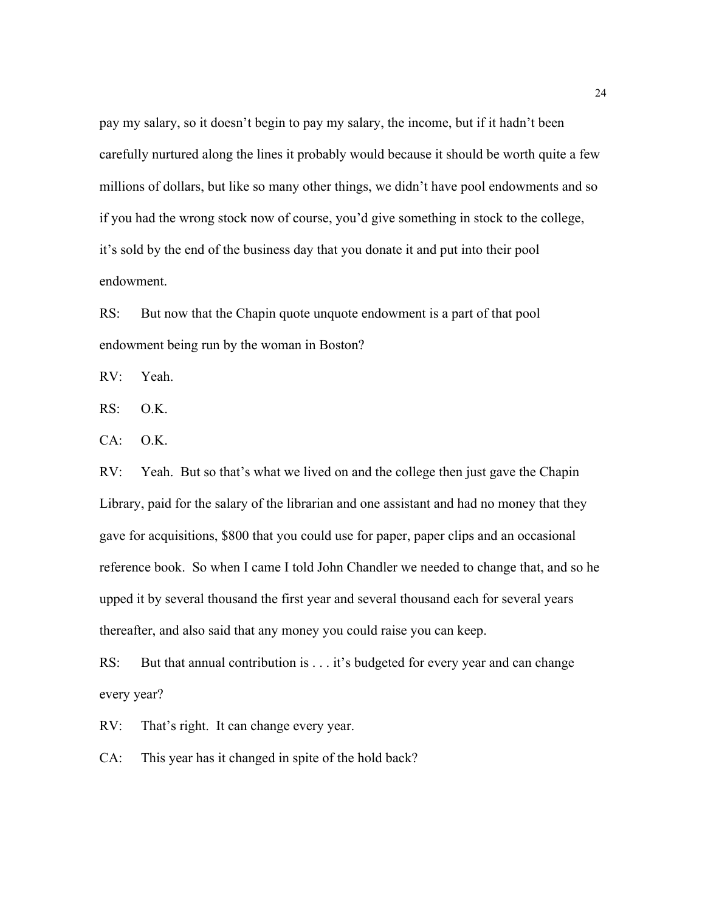pay my salary, so it doesn't begin to pay my salary, the income, but if it hadn't been carefully nurtured along the lines it probably would because it should be worth quite a few millions of dollars, but like so many other things, we didn't have pool endowments and so if you had the wrong stock now of course, you'd give something in stock to the college, it's sold by the end of the business day that you donate it and put into their pool endowment.

RS: But now that the Chapin quote unquote endowment is a part of that pool endowment being run by the woman in Boston?

RV: Yeah.

RS: O.K.

CA: O.K.

RV: Yeah. But so that's what we lived on and the college then just gave the Chapin Library, paid for the salary of the librarian and one assistant and had no money that they gave for acquisitions, $800 that you could use for paper, paper clips and an occasional reference book. So when I came I told John Chandler we needed to change that, and so he upped it by several thousand the first year and several thousand each for several years thereafter, and also said that any money you could raise you can keep.

RS: But that annual contribution is . . . it's budgeted for every year and can change every year?

RV: That's right. It can change every year.

CA: This year has it changed in spite of the hold back?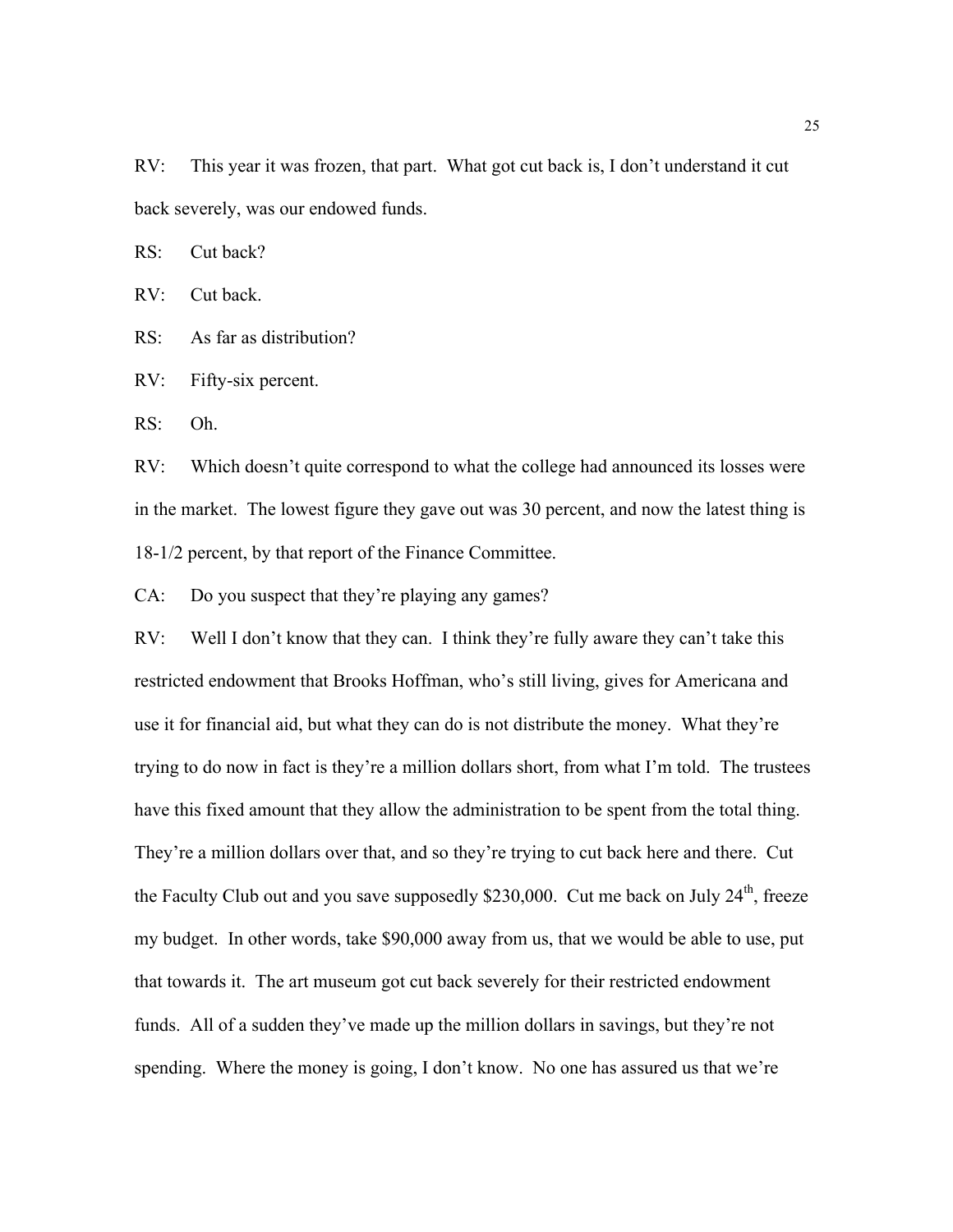RV: This year it was frozen, that part. What got cut back is, I don't understand it cut back severely, was our endowed funds.

RS: Cut back?

RV: Cut back.

RS: As far as distribution?

RV: Fifty-six percent.

RS: Oh.

RV: Which doesn't quite correspond to what the college had announced its losses were in the market. The lowest figure they gave out was 30 percent, and now the latest thing is 18-1/2 percent, by that report of the Finance Committee.

CA: Do you suspect that they're playing any games?

RV: Well I don't know that they can. I think they're fully aware they can't take this restricted endowment that Brooks Hoffman, who's still living, gives for Americana and use it for financial aid, but what they can do is not distribute the money. What they're trying to do now in fact is they're a million dollars short, from what I'm told. The trustees have this fixed amount that they allow the administration to be spent from the total thing. They're a million dollars over that, and so they're trying to cut back here and there. Cut the Faculty Club out and you save supposedly $230,000. Cut me back on July 24th, freeze my budget. In other words, take $90,000 away from us, that we would be able to use, put that towards it. The art museum got cut back severely for their restricted endowment funds. All of a sudden they've made up the million dollars in savings, but they're not spending. Where the money is going, I don't know. No one has assured us that we're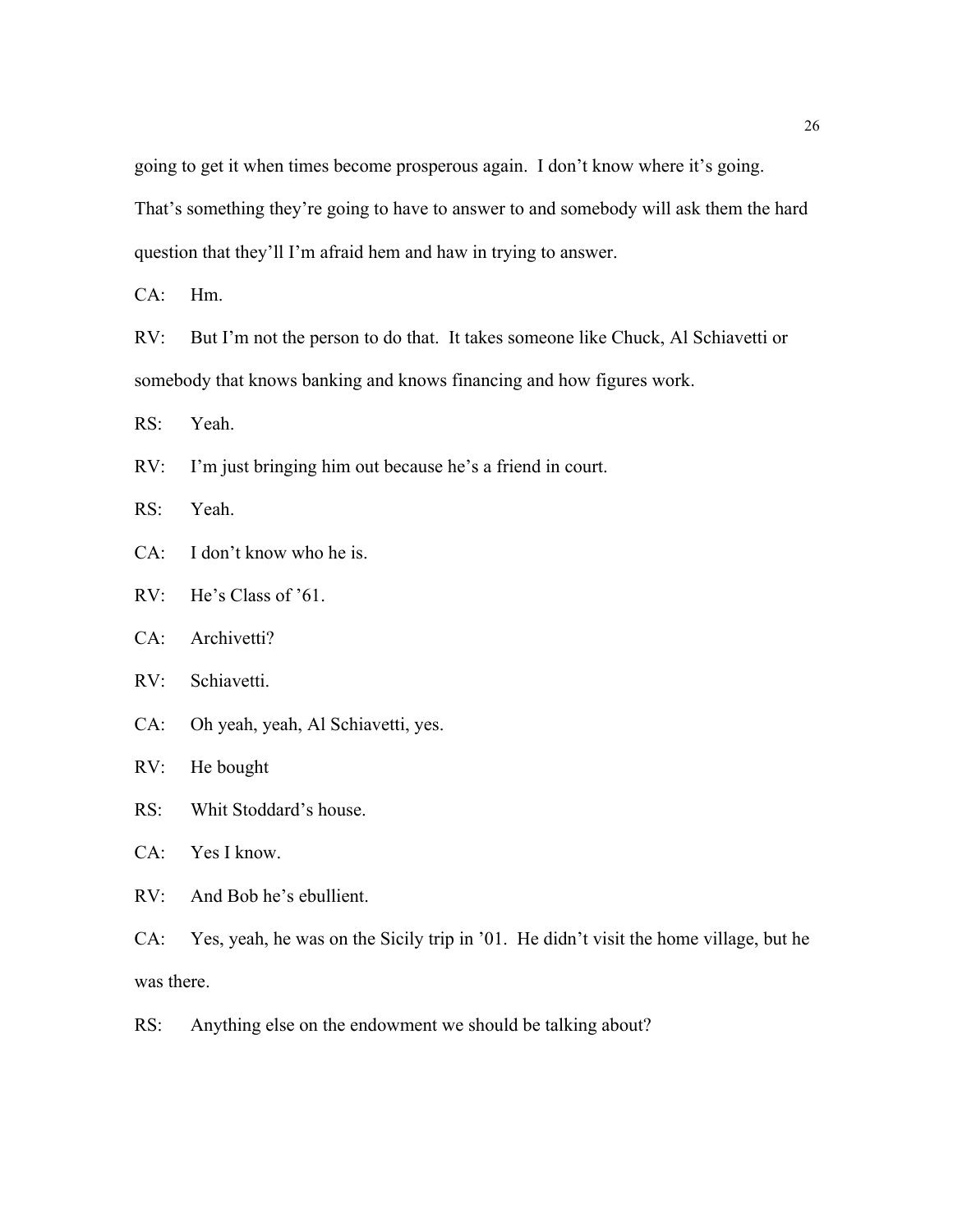going to get it when times become prosperous again. I don't know where it's going. That's something they're going to have to answer to and somebody will ask them the hard question that they'll I'm afraid hem and haw in trying to answer.

CA: Hm.

RV: But I'm not the person to do that. It takes someone like Chuck, Al Schiavetti or somebody that knows banking and knows financing and how figures work.

RS: Yeah.

RV: I'm just bringing him out because he's a friend in court.

RS: Yeah.

CA: I don't know who he is.

RV: He's Class of '61.

CA: Archivetti?

RV: Schiavetti.

CA: Oh yeah, yeah, Al Schiavetti, yes.

RV: He bought

RS: Whit Stoddard's house.

CA: Yes I know.

RV: And Bob he's ebullient.

CA: Yes, yeah, he was on the Sicily trip in '01. He didn't visit the home village, but he was there.

RS: Anything else on the endowment we should be talking about?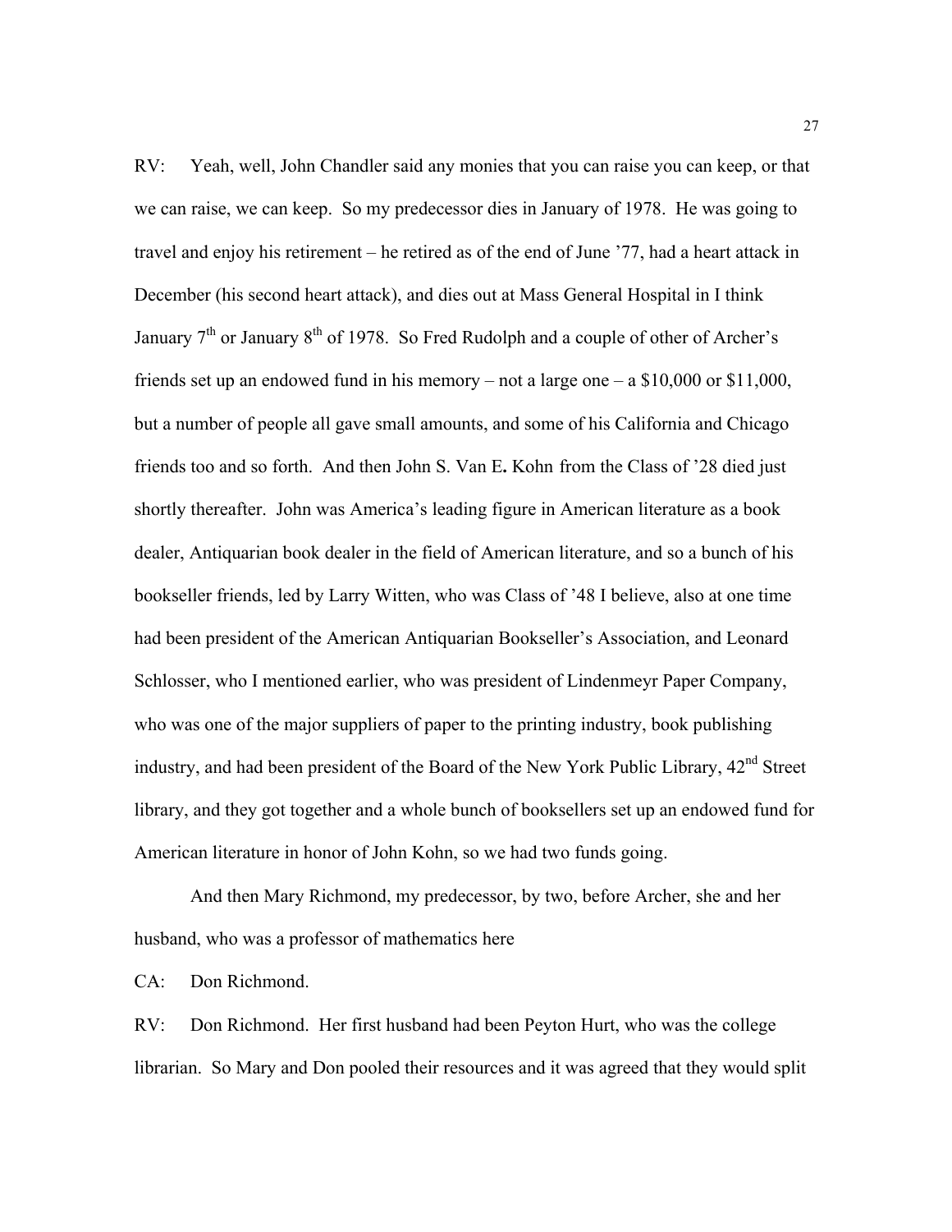RV: Yeah, well, John Chandler said any monies that you can raise you can keep, or that we can raise, we can keep. So my predecessor dies in January of 1978. He was going to travel and enjoy his retirement – he retired as of the end of June '77, had a heart attack in December (his second heart attack), and dies out at Mass General Hospital in I think January 7th or January 8th of 1978. So Fred Rudolph and a couple of other of Archer's friends set up an endowed fund in his memory – not a large one – a $10,000 or $11,000, but a number of people all gave small amounts, and some of his California and Chicago friends too and so forth. And then John S. Van E**.** Kohn from the Class of '28 died just shortly thereafter. John was America's leading figure in American literature as a book dealer, Antiquarian book dealer in the field of American literature, and so a bunch of his bookseller friends, led by Larry Witten, who was Class of '48 I believe, also at one time had been president of the American Antiquarian Bookseller's Association, and Leonard Schlosser, who I mentioned earlier, who was president of Lindenmeyr Paper Company, who was one of the major suppliers of paper to the printing industry, book publishing industry, and had been president of the Board of the New York Public Library, 42nd Street library, and they got together and a whole bunch of booksellers set up an endowed fund for American literature in honor of John Kohn, so we had two funds going.

And then Mary Richmond, my predecessor, by two, before Archer, she and her husband, who was a professor of mathematics here

CA: Don Richmond.

RV: Don Richmond. Her first husband had been Peyton Hurt, who was the college librarian. So Mary and Don pooled their resources and it was agreed that they would split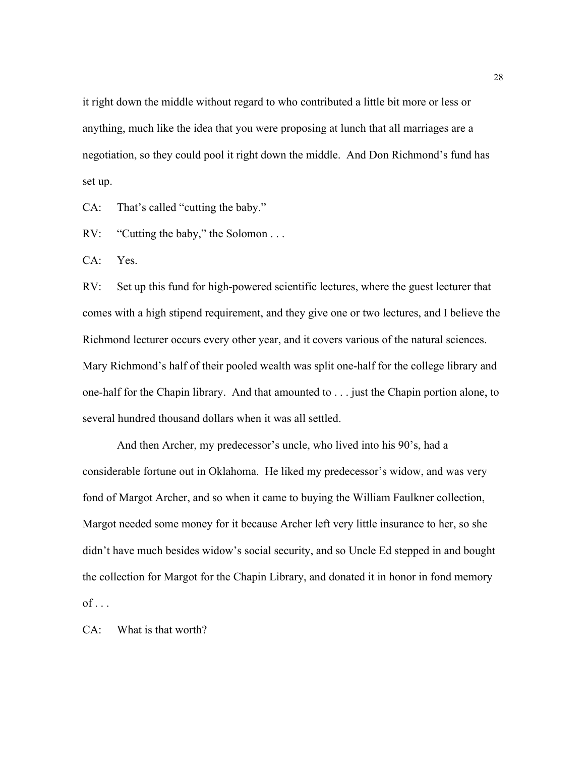it right down the middle without regard to who contributed a little bit more or less or anything, much like the idea that you were proposing at lunch that all marriages are a negotiation, so they could pool it right down the middle. And Don Richmond's fund has set up.

CA: That's called "cutting the baby."

RV: "Cutting the baby," the Solomon . . .

CA: Yes.

RV: Set up this fund for high-powered scientific lectures, where the guest lecturer that comes with a high stipend requirement, and they give one or two lectures, and I believe the Richmond lecturer occurs every other year, and it covers various of the natural sciences. Mary Richmond's half of their pooled wealth was split one-half for the college library and one-half for the Chapin library. And that amounted to . . . just the Chapin portion alone, to several hundred thousand dollars when it was all settled.

And then Archer, my predecessor's uncle, who lived into his 90's, had a considerable fortune out in Oklahoma. He liked my predecessor's widow, and was very fond of Margot Archer, and so when it came to buying the William Faulkner collection, Margot needed some money for it because Archer left very little insurance to her, so she didn't have much besides widow's social security, and so Uncle Ed stepped in and bought the collection for Margot for the Chapin Library, and donated it in honor in fond memory of . . .

CA: What is that worth?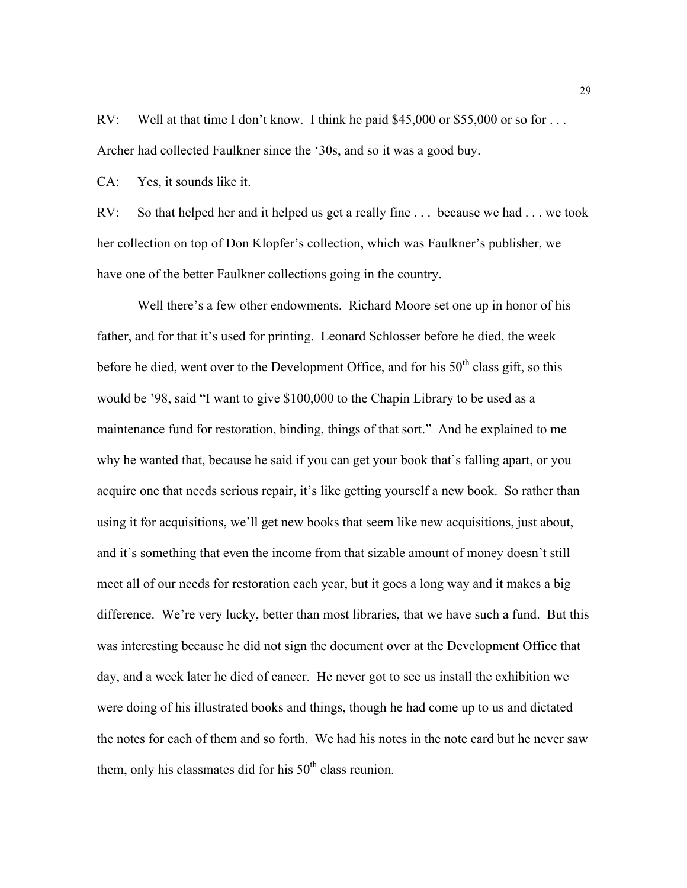RV: Well at that time I don't know. I think he paid $45,000 or $55,000 or so for . . . Archer had collected Faulkner since the '30s, and so it was a good buy.

CA: Yes, it sounds like it.

RV: So that helped her and it helped us get a really fine . . . because we had . . . we took her collection on top of Don Klopfer's collection, which was Faulkner's publisher, we have one of the better Faulkner collections going in the country.

Well there's a few other endowments. Richard Moore set one up in honor of his father, and for that it's used for printing. Leonard Schlosser before he died, the week before he died, went over to the Development Office, and for his 50th class gift, so this would be '98, said "I want to give $100,000 to the Chapin Library to be used as a maintenance fund for restoration, binding, things of that sort." And he explained to me why he wanted that, because he said if you can get your book that's falling apart, or you acquire one that needs serious repair, it's like getting yourself a new book. So rather than using it for acquisitions, we'll get new books that seem like new acquisitions, just about, and it's something that even the income from that sizable amount of money doesn't still meet all of our needs for restoration each year, but it goes a long way and it makes a big difference. We're very lucky, better than most libraries, that we have such a fund. But this was interesting because he did not sign the document over at the Development Office that day, and a week later he died of cancer. He never got to see us install the exhibition we were doing of his illustrated books and things, though he had come up to us and dictated the notes for each of them and so forth. We had his notes in the note card but he never saw them, only his classmates did for his 50th class reunion.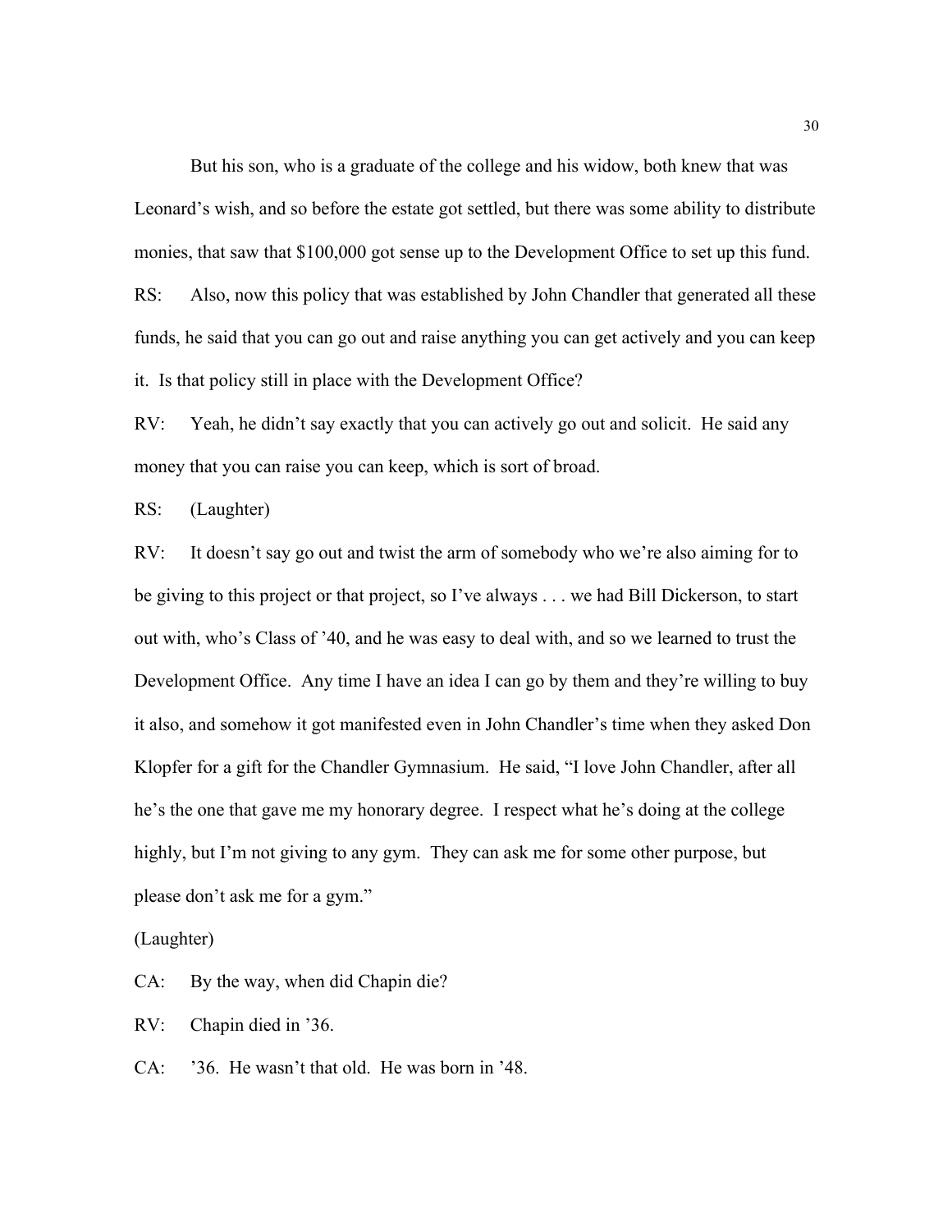But his son, who is a graduate of the college and his widow, both knew that was Leonard's wish, and so before the estate got settled, but there was some ability to distribute monies, that saw that $100,000 got sense up to the Development Office to set up this fund.

RS: Also, now this policy that was established by John Chandler that generated all these funds, he said that you can go out and raise anything you can get actively and you can keep it. Is that policy still in place with the Development Office?

RV: Yeah, he didn't say exactly that you can actively go out and solicit. He said any money that you can raise you can keep, which is sort of broad.

RS: (Laughter)

RV: It doesn't say go out and twist the arm of somebody who we're also aiming for to be giving to this project or that project, so I've always . . . we had Bill Dickerson, to start out with, who's Class of '40, and he was easy to deal with, and so we learned to trust the Development Office. Any time I have an idea I can go by them and they're willing to buy it also, and somehow it got manifested even in John Chandler's time when they asked Don Klopfer for a gift for the Chandler Gymnasium. He said, "I love John Chandler, after all he's the one that gave me my honorary degree. I respect what he's doing at the college highly, but I'm not giving to any gym. They can ask me for some other purpose, but please don't ask me for a gym."

(Laughter)

CA: By the way, when did Chapin die?

RV: Chapin died in '36.

CA: '36. He wasn't that old. He was born in '48.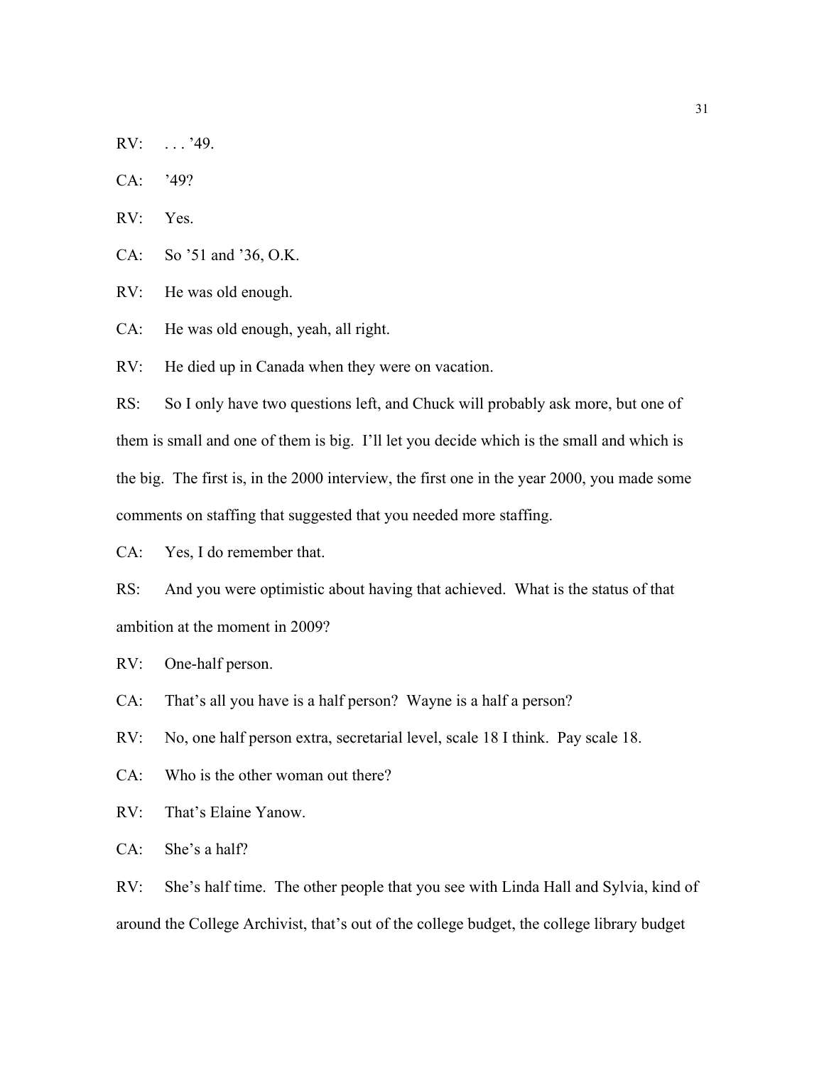RV: . . . ’49.

CA: ’49?

RV: Yes.

CA: So ’51 and ’36, O.K.

RV: He was old enough.

CA: He was old enough, yeah, all right.

RV: He died up in Canada when they were on vacation.

RS: So I only have two questions left, and Chuck will probably ask more, but one of them is small and one of them is big. I’ll let you decide which is the small and which is the big. The first is, in the 2000 interview, the first one in the year 2000, you made some comments on staffing that suggested that you needed more staffing.

CA: Yes, I do remember that.

RS: And you were optimistic about having that achieved. What is the status of that ambition at the moment in 2009?

RV: One-half person.

CA: That’s all you have is a half person? Wayne is a half a person?

RV: No, one half person extra, secretarial level, scale 18 I think. Pay scale 18.

CA: Who is the other woman out there?

RV: That’s Elaine Yanow.

CA: She’s a half?

RV: She’s half time. The other people that you see with Linda Hall and Sylvia, kind of around the College Archivist, that’s out of the college budget, the college library budget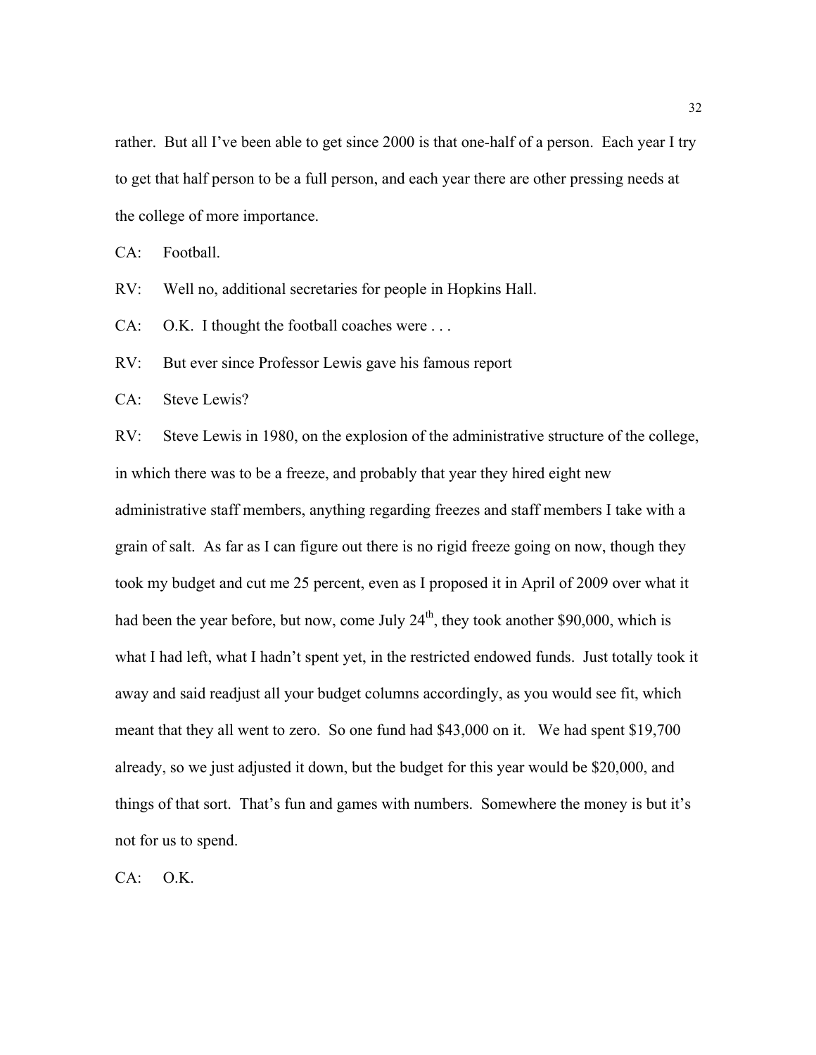rather. But all I've been able to get since 2000 is that one-half of a person. Each year I try to get that half person to be a full person, and each year there are other pressing needs at the college of more importance.

CA: Football.

RV: Well no, additional secretaries for people in Hopkins Hall.

CA: O.K. I thought the football coaches were . . .

RV: But ever since Professor Lewis gave his famous report

CA: Steve Lewis?

RV: Steve Lewis in 1980, on the explosion of the administrative structure of the college, in which there was to be a freeze, and probably that year they hired eight new administrative staff members, anything regarding freezes and staff members I take with a grain of salt. As far as I can figure out there is no rigid freeze going on now, though they took my budget and cut me 25 percent, even as I proposed it in April of 2009 over what it had been the year before, but now, come July 24th, they took another $90,000, which is what I had left, what I hadn't spent yet, in the restricted endowed funds. Just totally took it away and said readjust all your budget columns accordingly, as you would see fit, which meant that they all went to zero. So one fund had $43,000 on it. We had spent $19,700 already, so we just adjusted it down, but the budget for this year would be $20,000, and things of that sort. That's fun and games with numbers. Somewhere the money is but it's not for us to spend.

CA: O.K.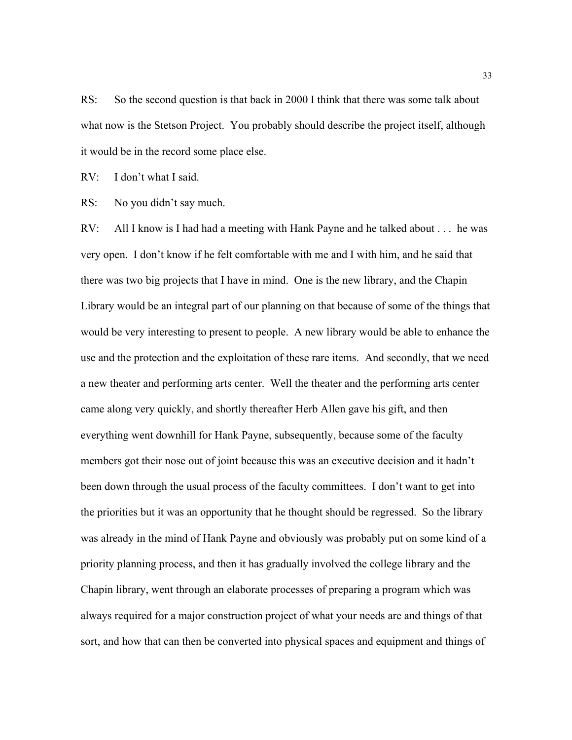RS: So the second question is that back in 2000 I think that there was some talk about what now is the Stetson Project. You probably should describe the project itself, although it would be in the record some place else.

RV: I don't what I said.

RS: No you didn't say much.

RV: All I know is I had had a meeting with Hank Payne and he talked about . . . he was very open. I don't know if he felt comfortable with me and I with him, and he said that there was two big projects that I have in mind. One is the new library, and the Chapin Library would be an integral part of our planning on that because of some of the things that would be very interesting to present to people. A new library would be able to enhance the use and the protection and the exploitation of these rare items. And secondly, that we need a new theater and performing arts center. Well the theater and the performing arts center came along very quickly, and shortly thereafter Herb Allen gave his gift, and then everything went downhill for Hank Payne, subsequently, because some of the faculty members got their nose out of joint because this was an executive decision and it hadn't been down through the usual process of the faculty committees. I don't want to get into the priorities but it was an opportunity that he thought should be regressed. So the library was already in the mind of Hank Payne and obviously was probably put on some kind of a priority planning process, and then it has gradually involved the college library and the Chapin library, went through an elaborate processes of preparing a program which was always required for a major construction project of what your needs are and things of that sort, and how that can then be converted into physical spaces and equipment and things of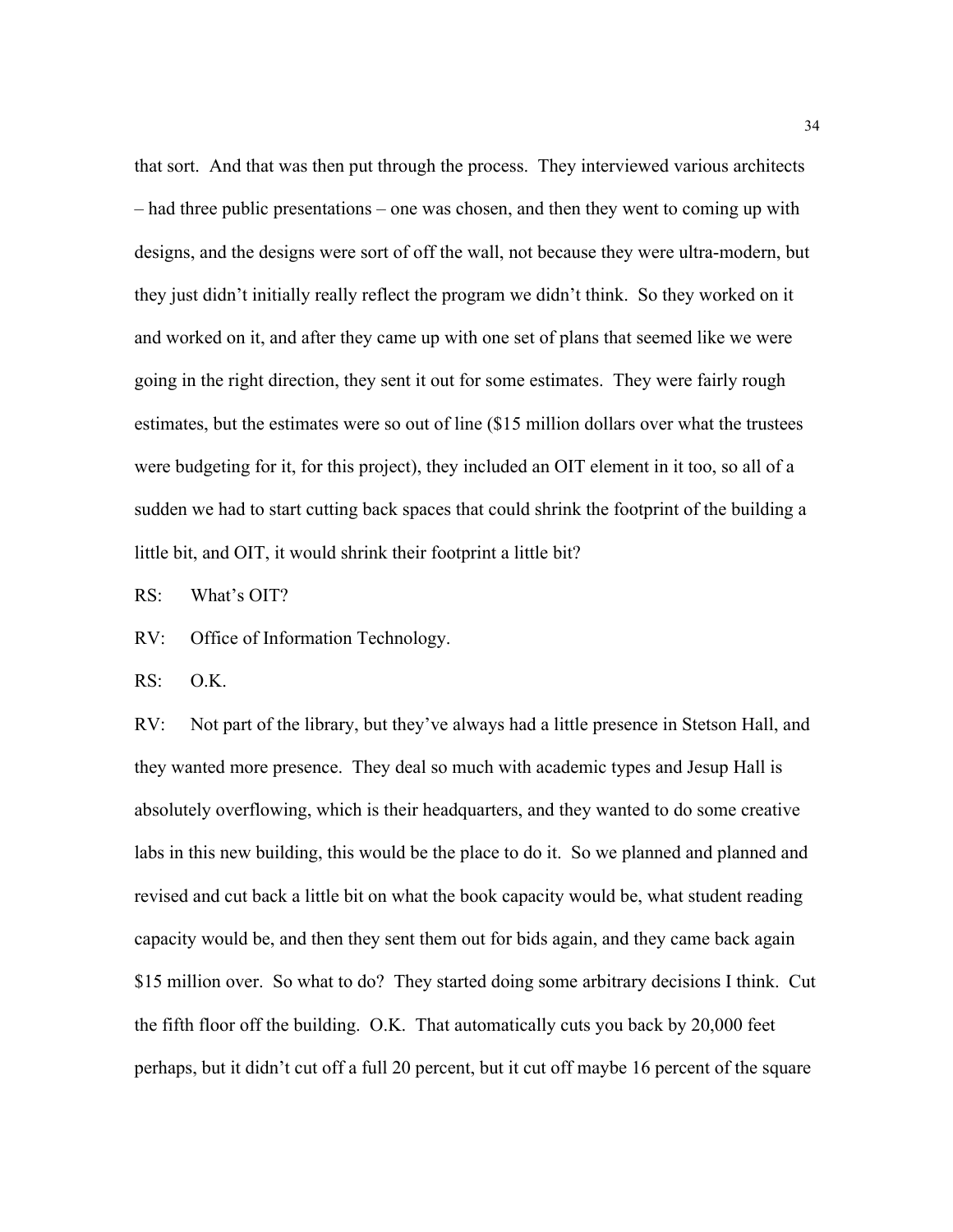that sort. And that was then put through the process. They interviewed various architects – had three public presentations – one was chosen, and then they went to coming up with designs, and the designs were sort of off the wall, not because they were ultra-modern, but they just didn't initially really reflect the program we didn't think. So they worked on it and worked on it, and after they came up with one set of plans that seemed like we were going in the right direction, they sent it out for some estimates. They were fairly rough estimates, but the estimates were so out of line ($15 million dollars over what the trustees were budgeting for it, for this project), they included an OIT element in it too, so all of a sudden we had to start cutting back spaces that could shrink the footprint of the building a little bit, and OIT, it would shrink their footprint a little bit?

RS: What's OIT?

RV: Office of Information Technology.

RS: O.K.

RV: Not part of the library, but they've always had a little presence in Stetson Hall, and they wanted more presence. They deal so much with academic types and Jesup Hall is absolutely overflowing, which is their headquarters, and they wanted to do some creative labs in this new building, this would be the place to do it. So we planned and planned and revised and cut back a little bit on what the book capacity would be, what student reading capacity would be, and then they sent them out for bids again, and they came back again $15 million over. So what to do? They started doing some arbitrary decisions I think. Cut the fifth floor off the building. O.K. That automatically cuts you back by 20,000 feet perhaps, but it didn't cut off a full 20 percent, but it cut off maybe 16 percent of the square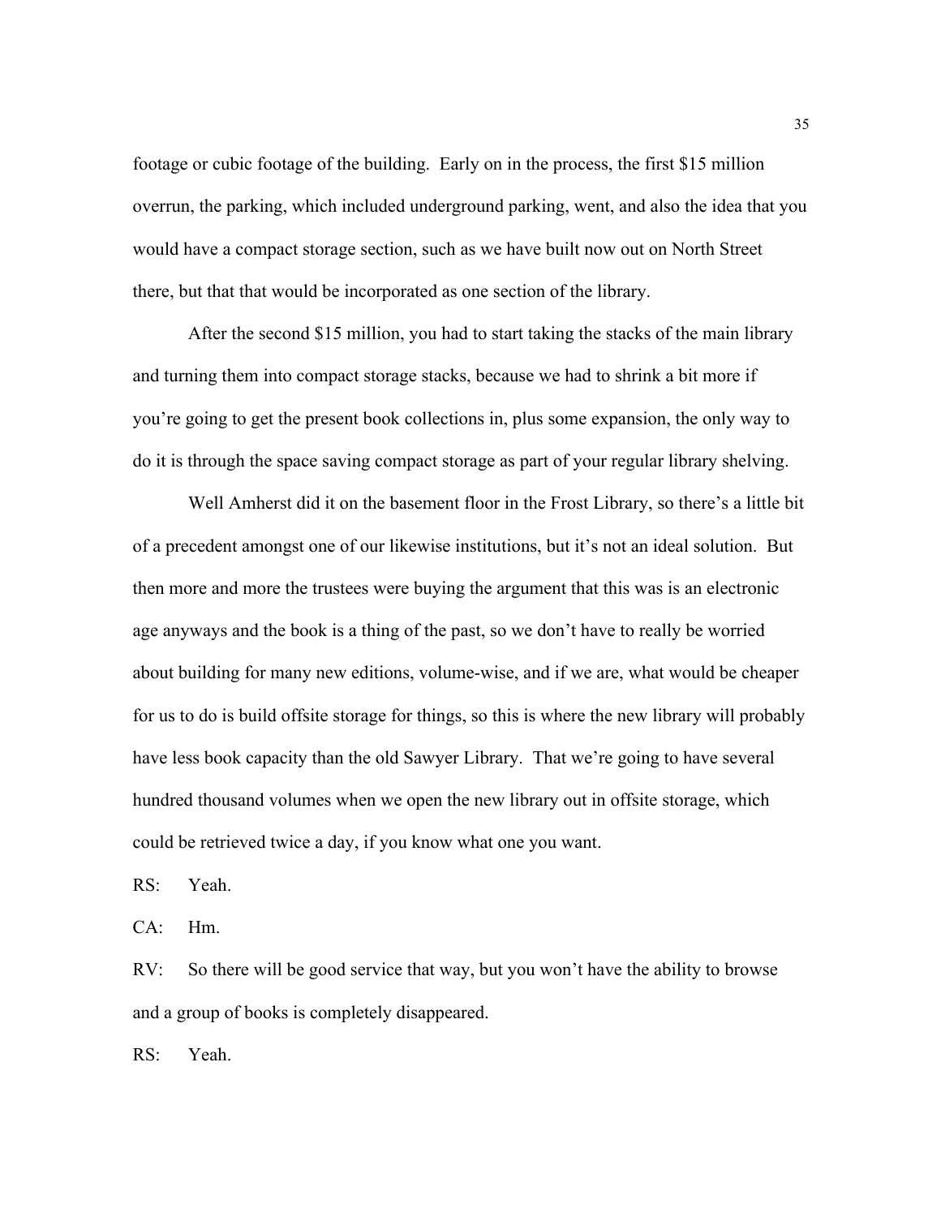footage or cubic footage of the building. Early on in the process, the first $15 million overrun, the parking, which included underground parking, went, and also the idea that you would have a compact storage section, such as we have built now out on North Street there, but that that would be incorporated as one section of the library.

After the second $15 million, you had to start taking the stacks of the main library and turning them into compact storage stacks, because we had to shrink a bit more if you're going to get the present book collections in, plus some expansion, the only way to do it is through the space saving compact storage as part of your regular library shelving.

Well Amherst did it on the basement floor in the Frost Library, so there's a little bit of a precedent amongst one of our likewise institutions, but it's not an ideal solution. But then more and more the trustees were buying the argument that this was is an electronic age anyways and the book is a thing of the past, so we don't have to really be worried about building for many new editions, volume-wise, and if we are, what would be cheaper for us to do is build offsite storage for things, so this is where the new library will probably have less book capacity than the old Sawyer Library. That we're going to have several hundred thousand volumes when we open the new library out in offsite storage, which could be retrieved twice a day, if you know what one you want.

RS: Yeah.

CA: Hm.

RV: So there will be good service that way, but you won't have the ability to browse and a group of books is completely disappeared.

RS: Yeah.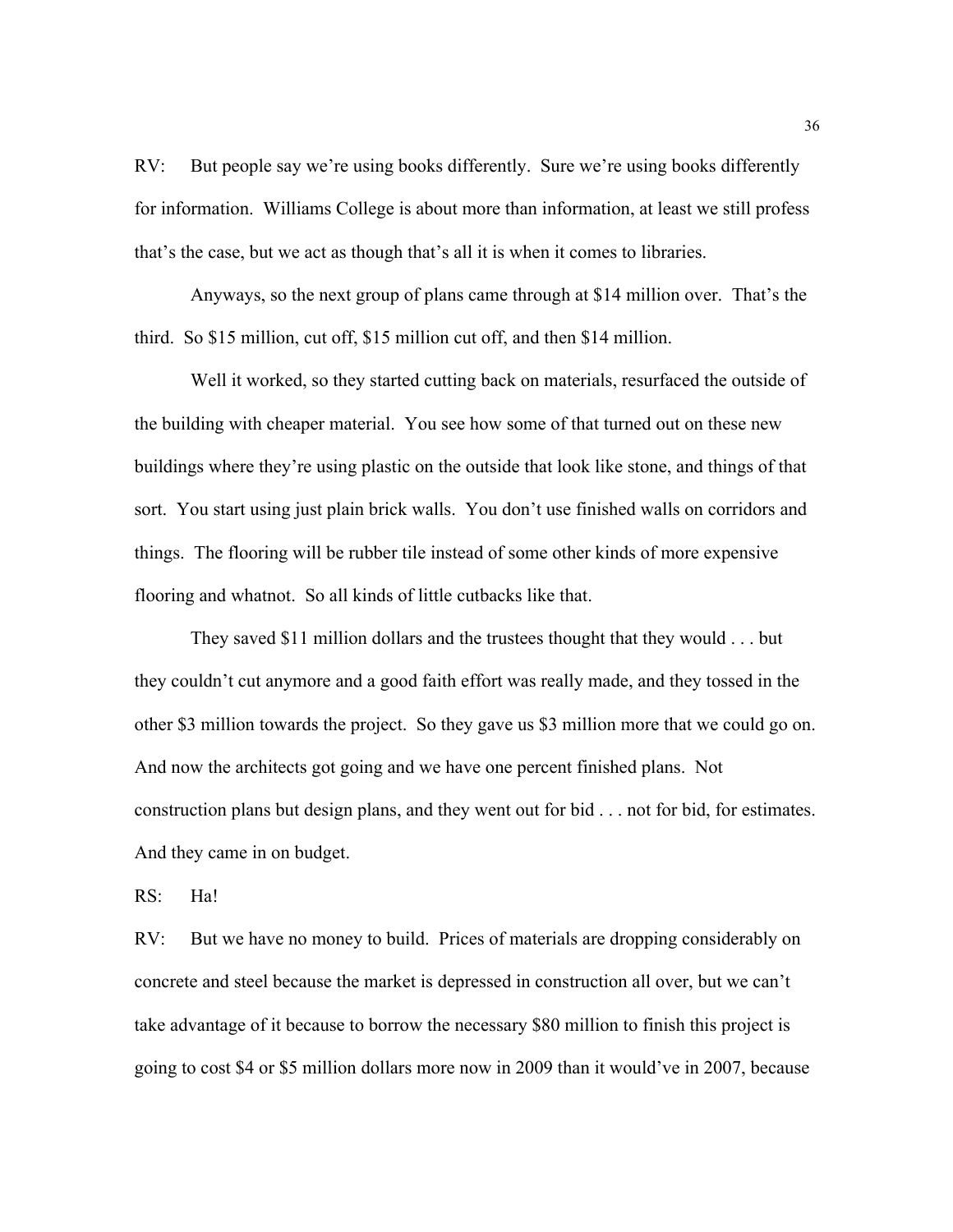RV: But people say we're using books differently. Sure we're using books differently for information. Williams College is about more than information, at least we still profess that's the case, but we act as though that's all it is when it comes to libraries.

Anyways, so the next group of plans came through at $14 million over. That's the third. So $15 million, cut off, $15 million cut off, and then $14 million.

Well it worked, so they started cutting back on materials, resurfaced the outside of the building with cheaper material. You see how some of that turned out on these new buildings where they're using plastic on the outside that look like stone, and things of that sort. You start using just plain brick walls. You don't use finished walls on corridors and things. The flooring will be rubber tile instead of some other kinds of more expensive flooring and whatnot. So all kinds of little cutbacks like that.

They saved $11 million dollars and the trustees thought that they would . . . but they couldn't cut anymore and a good faith effort was really made, and they tossed in the other $3 million towards the project. So they gave us $3 million more that we could go on. And now the architects got going and we have one percent finished plans. Not construction plans but design plans, and they went out for bid . . . not for bid, for estimates. And they came in on budget.

RS: Ha!

RV: But we have no money to build. Prices of materials are dropping considerably on concrete and steel because the market is depressed in construction all over, but we can't take advantage of it because to borrow the necessary $80 million to finish this project is going to cost $4 or $5 million dollars more now in 2009 than it would've in 2007, because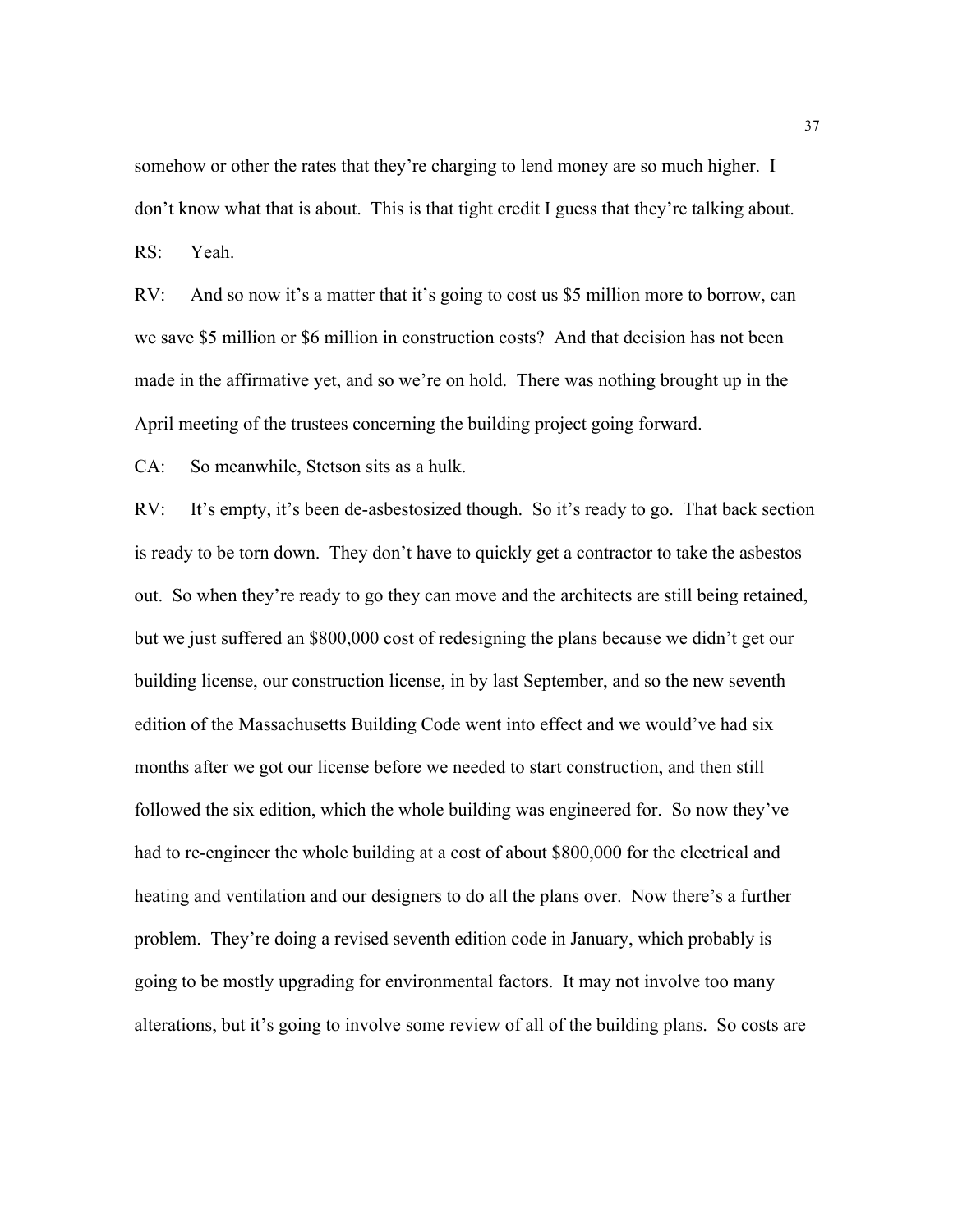somehow or other the rates that they're charging to lend money are so much higher. I don't know what that is about. This is that tight credit I guess that they're talking about.

RS: Yeah.

RV: And so now it's a matter that it's going to cost us $5 million more to borrow, can we save $5 million or $6 million in construction costs? And that decision has not been made in the affirmative yet, and so we're on hold. There was nothing brought up in the April meeting of the trustees concerning the building project going forward.

CA: So meanwhile, Stetson sits as a hulk.

RV: It's empty, it's been de-asbestosized though. So it's ready to go. That back section is ready to be torn down. They don't have to quickly get a contractor to take the asbestos out. So when they're ready to go they can move and the architects are still being retained, but we just suffered an $800,000 cost of redesigning the plans because we didn't get our building license, our construction license, in by last September, and so the new seventh edition of the Massachusetts Building Code went into effect and we would've had six months after we got our license before we needed to start construction, and then still followed the six edition, which the whole building was engineered for. So now they've had to re-engineer the whole building at a cost of about $800,000 for the electrical and heating and ventilation and our designers to do all the plans over. Now there's a further problem. They're doing a revised seventh edition code in January, which probably is going to be mostly upgrading for environmental factors. It may not involve too many alterations, but it's going to involve some review of all of the building plans. So costs are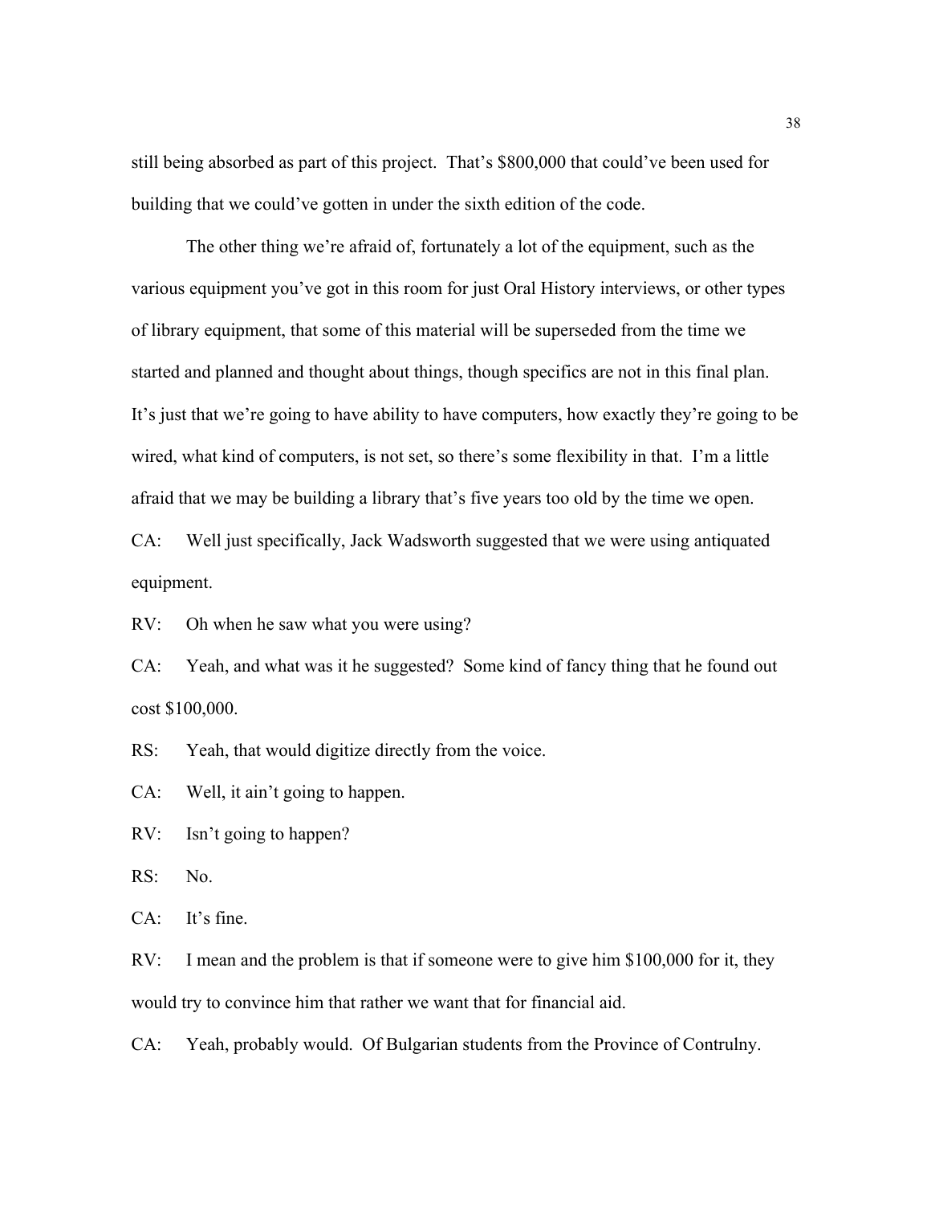still being absorbed as part of this project. That's $800,000 that could've been used for building that we could've gotten in under the sixth edition of the code.

The other thing we're afraid of, fortunately a lot of the equipment, such as the various equipment you've got in this room for just Oral History interviews, or other types of library equipment, that some of this material will be superseded from the time we started and planned and thought about things, though specifics are not in this final plan. It's just that we're going to have ability to have computers, how exactly they're going to be wired, what kind of computers, is not set, so there's some flexibility in that. I'm a little afraid that we may be building a library that's five years too old by the time we open.

CA: Well just specifically, Jack Wadsworth suggested that we were using antiquated equipment.

RV: Oh when he saw what you were using?

CA: Yeah, and what was it he suggested? Some kind of fancy thing that he found out cost $100,000.

RS: Yeah, that would digitize directly from the voice.

CA: Well, it ain't going to happen.

RV: Isn't going to happen?

RS: No.

CA: It's fine.

RV: I mean and the problem is that if someone were to give him $100,000 for it, they would try to convince him that rather we want that for financial aid.

CA: Yeah, probably would. Of Bulgarian students from the Province of Contrulny.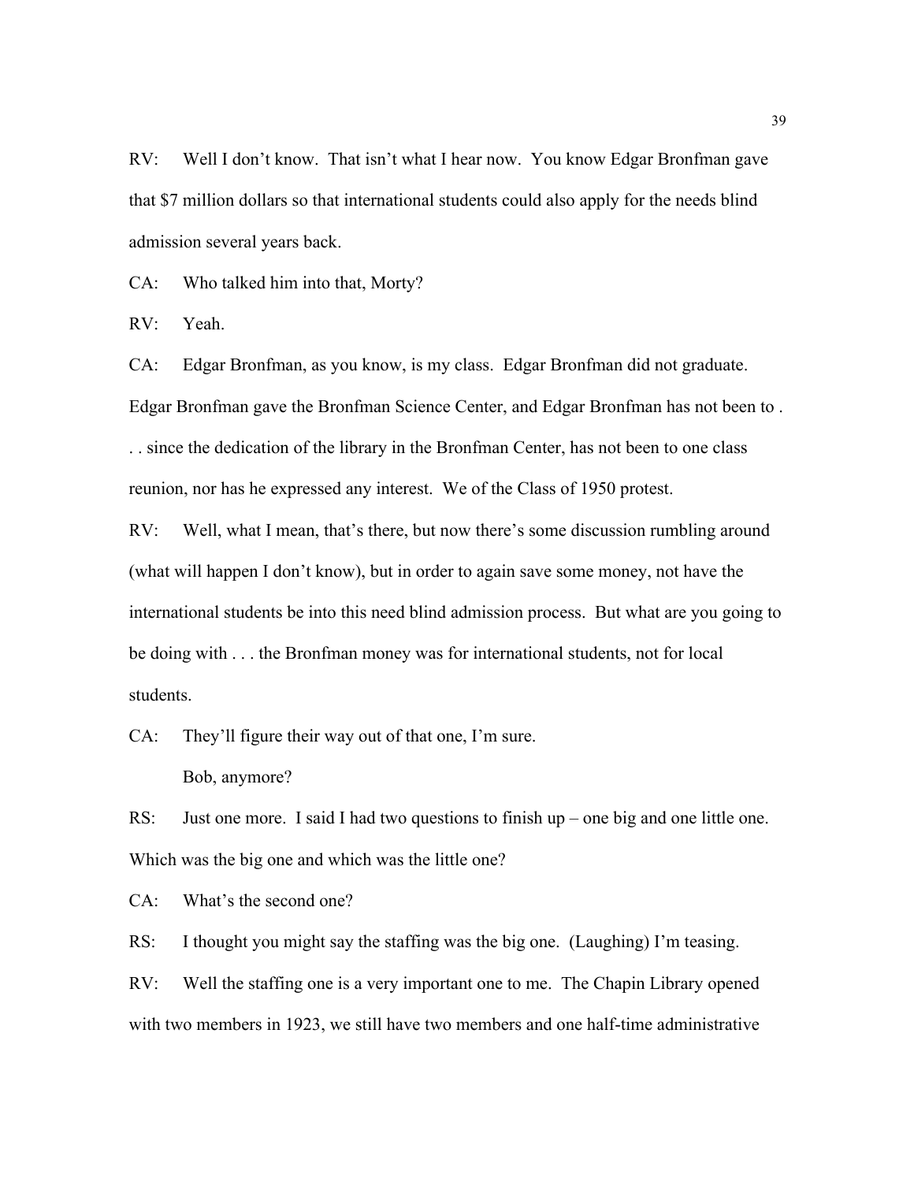RV: Well I don't know. That isn't what I hear now. You know Edgar Bronfman gave that $7 million dollars so that international students could also apply for the needs blind admission several years back.

CA: Who talked him into that, Morty?

RV: Yeah.

CA: Edgar Bronfman, as you know, is my class. Edgar Bronfman did not graduate. Edgar Bronfman gave the Bronfman Science Center, and Edgar Bronfman has not been to . . . since the dedication of the library in the Bronfman Center, has not been to one class reunion, nor has he expressed any interest. We of the Class of 1950 protest.

RV: Well, what I mean, that's there, but now there's some discussion rumbling around (what will happen I don't know), but in order to again save some money, not have the international students be into this need blind admission process. But what are you going to be doing with . . . the Bronfman money was for international students, not for local students.

CA: They'll figure their way out of that one, I'm sure.

Bob, anymore?

RS: Just one more. I said I had two questions to finish up – one big and one little one. Which was the big one and which was the little one?

CA: What's the second one?

RS: I thought you might say the staffing was the big one. (Laughing) I'm teasing.

RV: Well the staffing one is a very important one to me. The Chapin Library opened with two members in 1923, we still have two members and one half-time administrative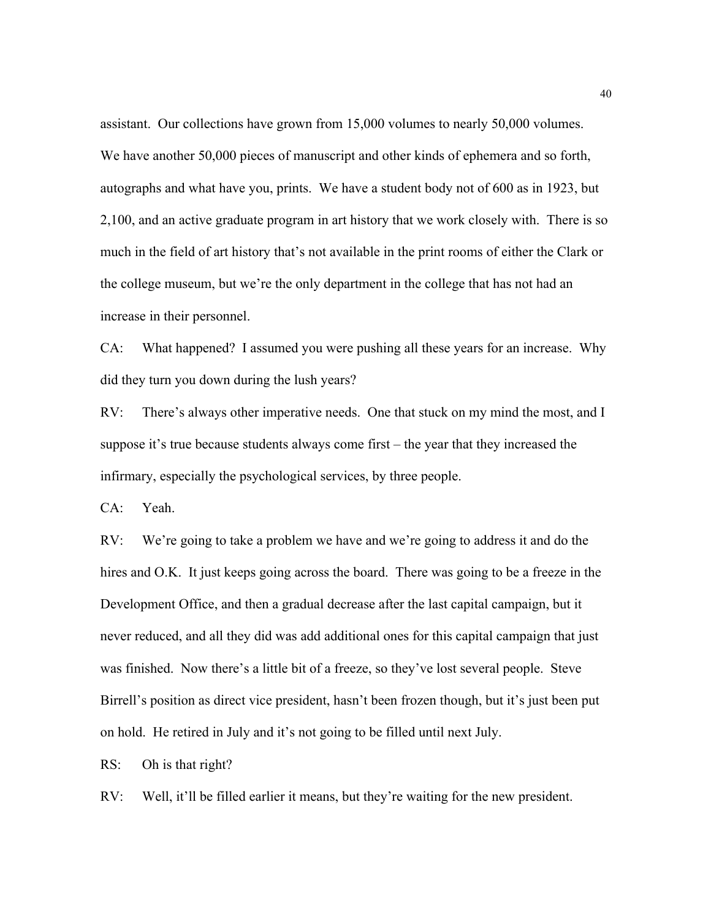assistant. Our collections have grown from 15,000 volumes to nearly 50,000 volumes. We have another 50,000 pieces of manuscript and other kinds of ephemera and so forth, autographs and what have you, prints. We have a student body not of 600 as in 1923, but 2,100, and an active graduate program in art history that we work closely with. There is so much in the field of art history that's not available in the print rooms of either the Clark or the college museum, but we're the only department in the college that has not had an increase in their personnel.

CA: What happened? I assumed you were pushing all these years for an increase. Why did they turn you down during the lush years?

RV: There's always other imperative needs. One that stuck on my mind the most, and I suppose it's true because students always come first – the year that they increased the infirmary, especially the psychological services, by three people.

CA: Yeah.

RV: We're going to take a problem we have and we're going to address it and do the hires and O.K. It just keeps going across the board. There was going to be a freeze in the Development Office, and then a gradual decrease after the last capital campaign, but it never reduced, and all they did was add additional ones for this capital campaign that just was finished. Now there's a little bit of a freeze, so they've lost several people. Steve Birrell's position as direct vice president, hasn't been frozen though, but it's just been put on hold. He retired in July and it's not going to be filled until next July.

RS: Oh is that right?

RV: Well, it'll be filled earlier it means, but they're waiting for the new president.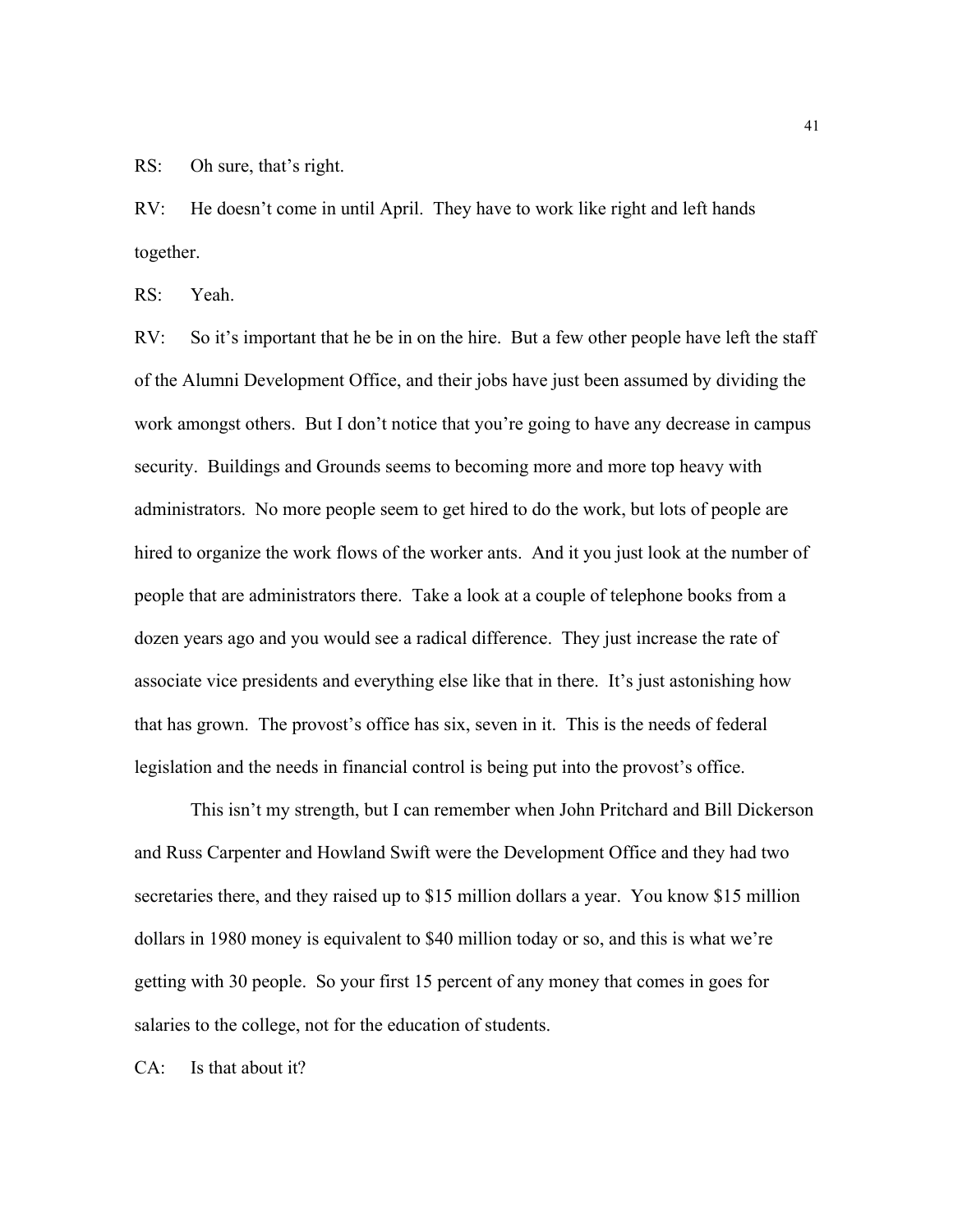RS: Oh sure, that's right.

RV: He doesn't come in until April. They have to work like right and left hands together.

RS: Yeah.

RV: So it's important that he be in on the hire. But a few other people have left the staff of the Alumni Development Office, and their jobs have just been assumed by dividing the work amongst others. But I don't notice that you're going to have any decrease in campus security. Buildings and Grounds seems to becoming more and more top heavy with administrators. No more people seem to get hired to do the work, but lots of people are hired to organize the work flows of the worker ants. And it you just look at the number of people that are administrators there. Take a look at a couple of telephone books from a dozen years ago and you would see a radical difference. They just increase the rate of associate vice presidents and everything else like that in there. It's just astonishing how that has grown. The provost's office has six, seven in it. This is the needs of federal legislation and the needs in financial control is being put into the provost's office.

This isn't my strength, but I can remember when John Pritchard and Bill Dickerson and Russ Carpenter and Howland Swift were the Development Office and they had two secretaries there, and they raised up to $15 million dollars a year. You know $15 million dollars in 1980 money is equivalent to $40 million today or so, and this is what we're getting with 30 people. So your first 15 percent of any money that comes in goes for salaries to the college, not for the education of students.

CA: Is that about it?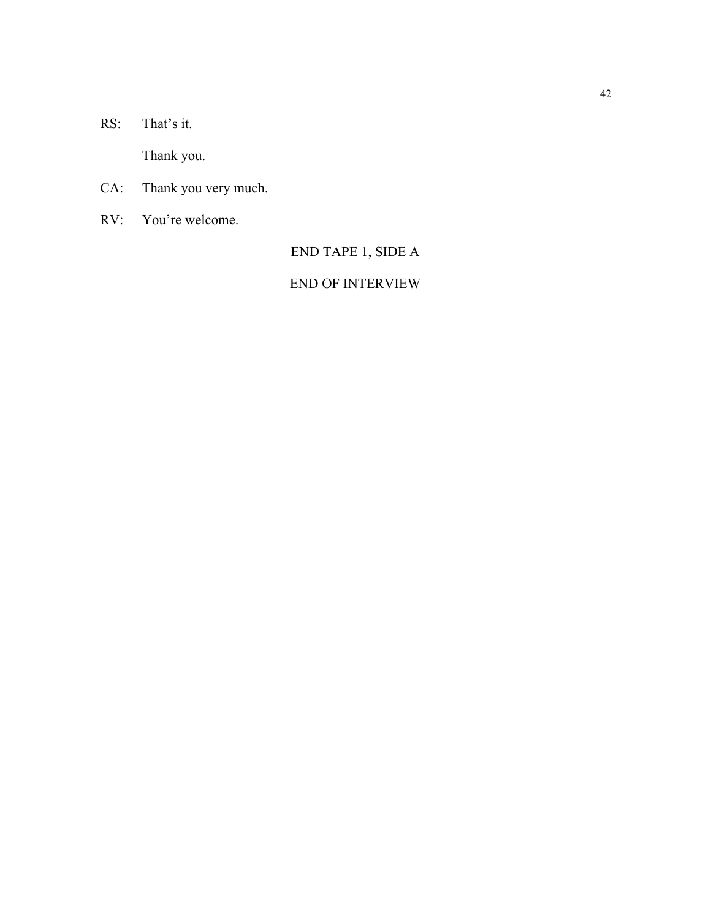RS: That's it.

Thank you.

CA: Thank you very much.

RV: You're welcome.

END TAPE 1, SIDE A

END OF INTERVIEW